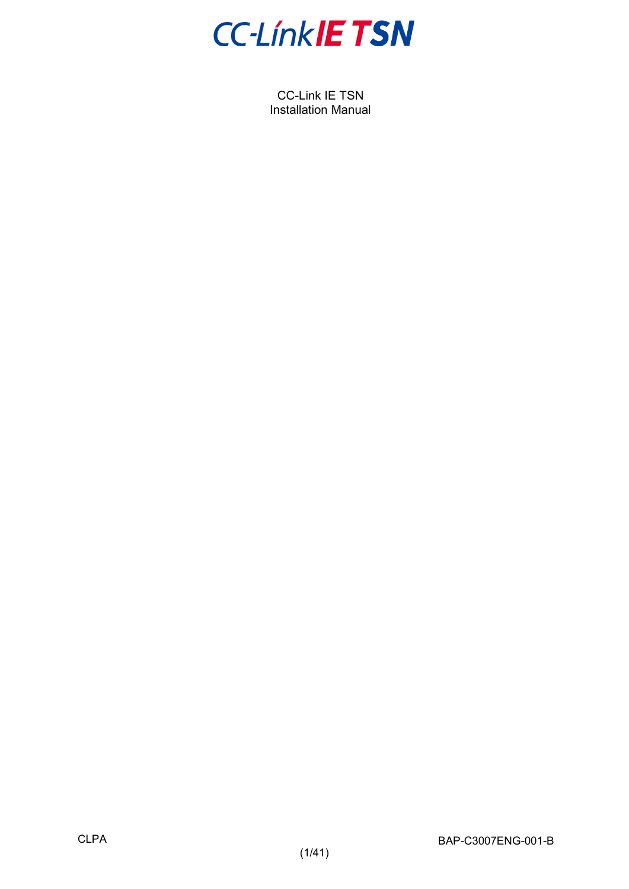# CC-Link IE TSN

CC-Link IE TSN
Installation Manual

CLPA

BAP-C3007ENG-001-B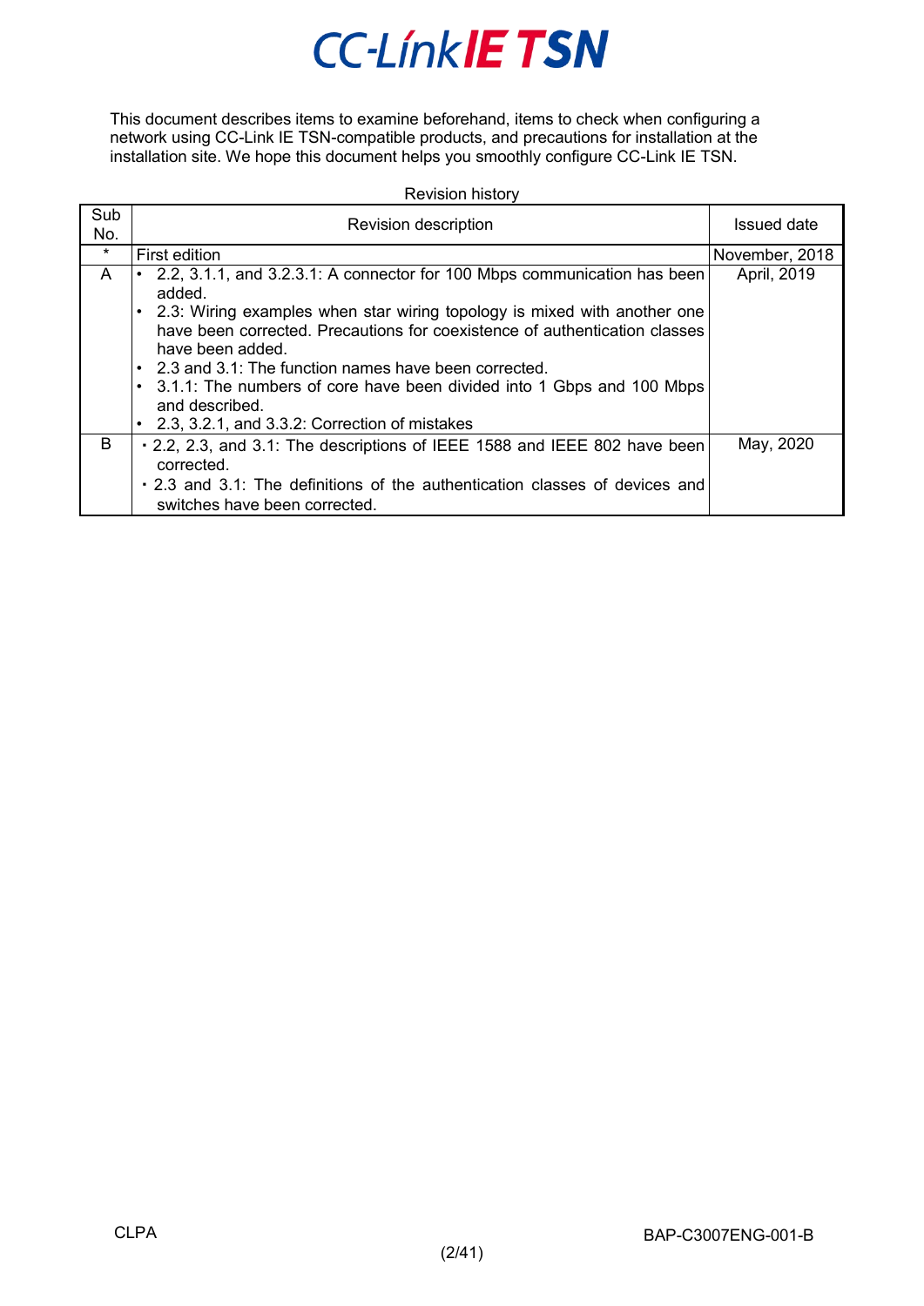# CC-Link IE TSN

This document describes items to examine beforehand, items to check when configuring a network using CC-Link IE TSN-compatible products, and precautions for installation at the installation site. We hope this document helps you smoothly configure CC-Link IE TSN.

Revision history

| Sub No. | Revision description | Issued date |
|---|---|---|
| * | First edition | November, 2018 |
| A | • 2.2, 3.1.1, and 3.2.3.1: A connector for 100 Mbps communication has been added.<br>• 2.3: Wiring examples when star wiring topology is mixed with another one have been corrected. Precautions for coexistence of authentication classes have been added.<br>• 2.3 and 3.1: The function names have been corrected.<br>• 3.1.1: The numbers of core have been divided into 1 Gbps and 100 Mbps and described.<br>• 2.3, 3.2.1, and 3.3.2: Correction of mistakes | April, 2019 |
| B | • 2.2, 2.3, and 3.1: The descriptions of IEEE 1588 and IEEE 802 have been corrected.<br>• 2.3 and 3.1: The definitions of the authentication classes of devices and switches have been corrected. | May, 2020 |

CLPA

BAP-C3007ENG-001-B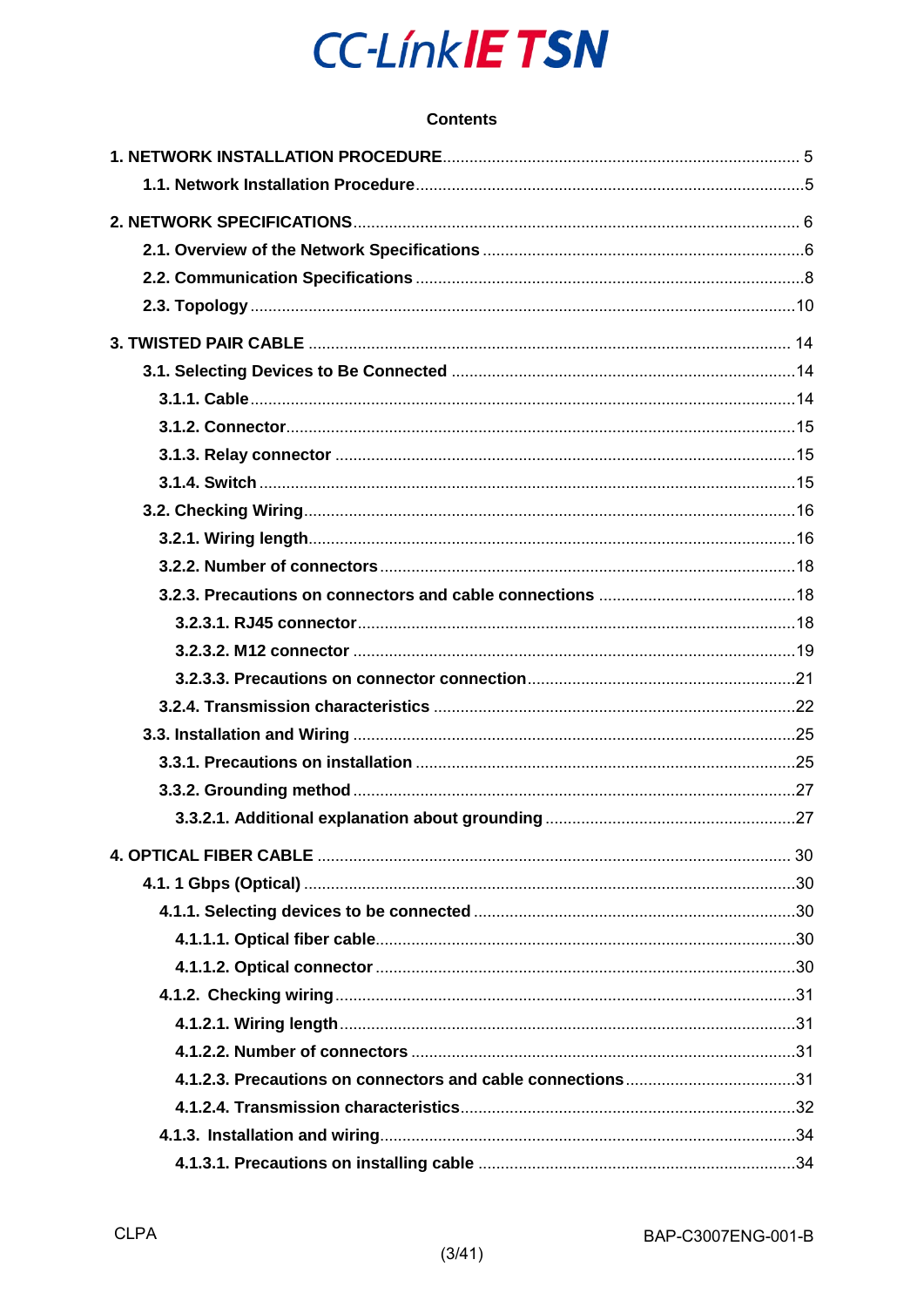CC-Link IE TSN

**Contents**

**1. NETWORK INSTALLATION PROCEDURE** .......... 5
  **1.1. Network Installation Procedure** .......... 5

**2. NETWORK SPECIFICATIONS** .......... 6
  **2.1. Overview of the Network Specifications** .......... 6
  **2.2. Communication Specifications** .......... 8
  **2.3. Topology** .......... 10

**3. TWISTED PAIR CABLE** .......... 14
  **3.1. Selecting Devices to Be Connected** .......... 14
    **3.1.1. Cable** .......... 14
    **3.1.2. Connector** .......... 15
    **3.1.3. Relay connector** .......... 15
    **3.1.4. Switch** .......... 15
  **3.2. Checking Wiring** .......... 16
    **3.2.1. Wiring length** .......... 16
    **3.2.2. Number of connectors** .......... 18
    **3.2.3. Precautions on connectors and cable connections** .......... 18
      **3.2.3.1. RJ45 connector** .......... 18
      **3.2.3.2. M12 connector** .......... 19
      **3.2.3.3. Precautions on connector connection** .......... 21
    **3.2.4. Transmission characteristics** .......... 22
  **3.3. Installation and Wiring** .......... 25
    **3.3.1. Precautions on installation** .......... 25
    **3.3.2. Grounding method** .......... 27
      **3.3.2.1. Additional explanation about grounding** .......... 27

**4. OPTICAL FIBER CABLE** .......... 30
  **4.1. 1 Gbps (Optical)** .......... 30
    **4.1.1. Selecting devices to be connected** .......... 30
      **4.1.1.1. Optical fiber cable** .......... 30
      **4.1.1.2. Optical connector** .......... 30
    **4.1.2. Checking wiring** .......... 31
      **4.1.2.1. Wiring length** .......... 31
      **4.1.2.2. Number of connectors** .......... 31
      **4.1.2.3. Precautions on connectors and cable connections** .......... 31
      **4.1.2.4. Transmission characteristics** .......... 32
    **4.1.3. Installation and wiring** .......... 34
      **4.1.3.1. Precautions on installing cable** .......... 34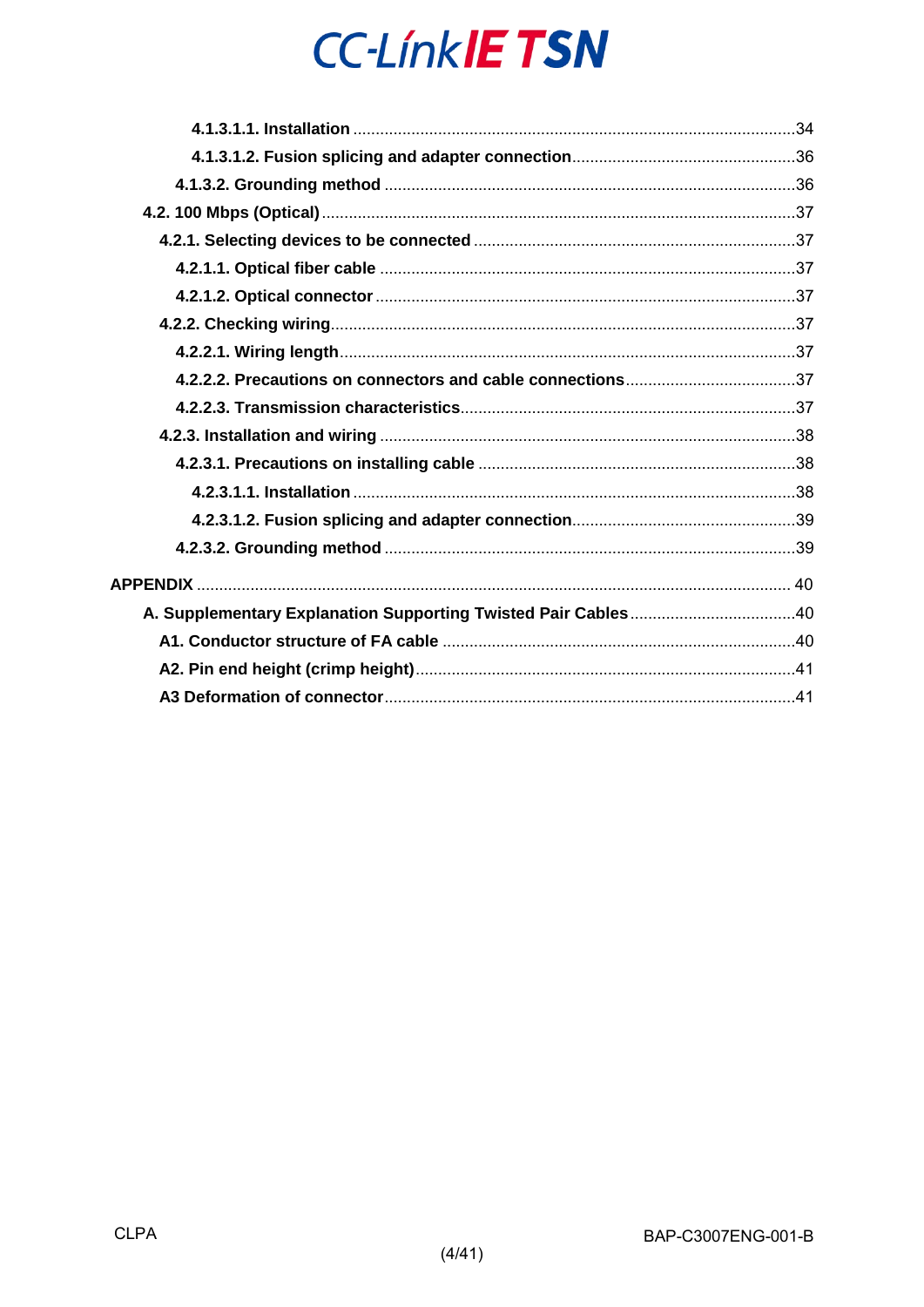4.1.3.1.1. Installation ........................................................................................34

4.1.3.1.2. Fusion splicing and adapter connection................................................36

4.1.3.2. Grounding method ........................................................................................36

4.2. 100 Mbps (Optical) ......................................................................................................37

4.2.1. Selecting devices to be connected ......................................................................37

4.2.1.1. Optical fiber cable ..........................................................................................37

4.2.1.2. Optical connector ...........................................................................................37

4.2.2. Checking wiring......................................................................................................37

4.2.2.1. Wiring length....................................................................................................37

4.2.2.2. Precautions on connectors and cable connections.....................................37

4.2.2.3. Transmission characteristics.........................................................................37

4.2.3. Installation and wiring ...........................................................................................38

4.2.3.1. Precautions on installing cable .....................................................................38

4.2.3.1.1. Installation ........................................................................................38

4.2.3.1.2. Fusion splicing and adapter connection................................................39

4.2.3.2. Grounding method ........................................................................................39

APPENDIX ............................................................................................................................ 40

A. Supplementary Explanation Supporting Twisted Pair Cables ....................................40

A1. Conductor structure of FA cable .............................................................................40

A2. Pin end height (crimp height)...................................................................................41

A3 Deformation of connector...........................................................................................41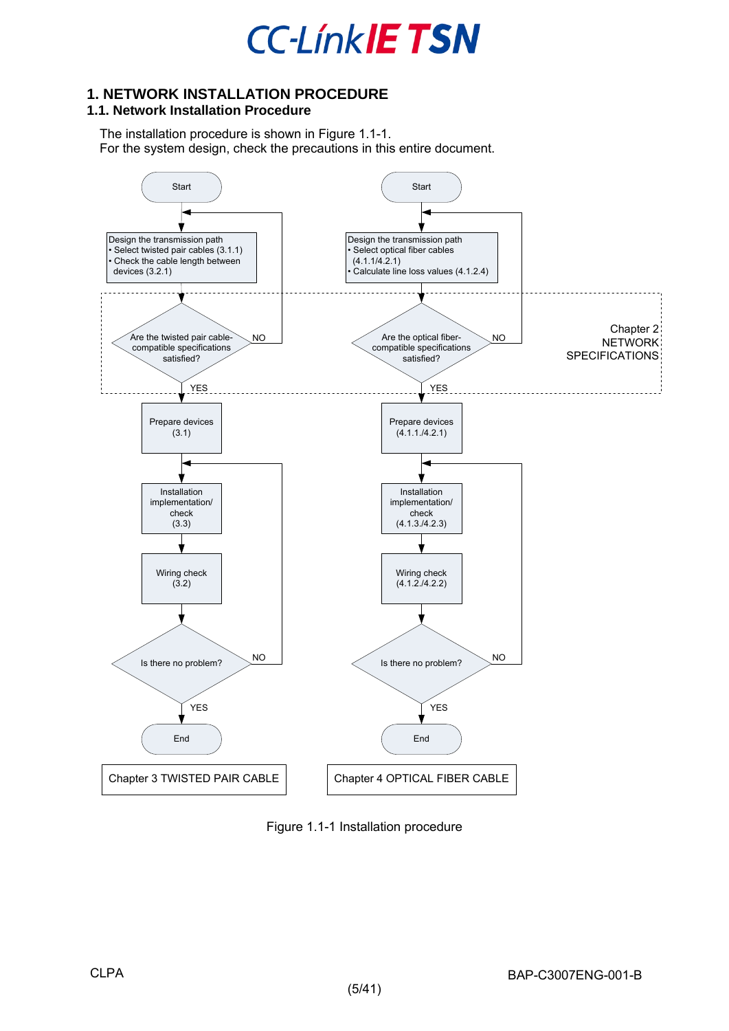# 1. NETWORK INSTALLATION PROCEDURE

## 1.1. Network Installation Procedure

The installation procedure is shown in Figure 1.1-1.
For the system design, check the precautions in this entire document.

**Chapter 3 TWISTED PAIR CABLE**

1. Start
2. Design the transmission path
   - Select twisted pair cables (3.1.1)
   - Check the cable length between devices (3.2.1)
3. Are the twisted pair cable-compatible specifications satisfied? (NO: return to step 2; YES: go to step 4)
4. Prepare devices (3.1)
5. Installation implementation/check (3.3)
6. Wiring check (3.2)
7. Is there no problem? (NO: return to step 5; YES: go to step 8)
8. End

**Chapter 4 OPTICAL FIBER CABLE**

1. Start
2. Design the transmission path
   - Select optical fiber cables (4.1.1/4.2.1)
   - Calculate line loss values (4.1.2.4)
3. Are the optical fiber-compatible specifications satisfied? (NO: return to step 2; YES: go to step 4)
4. Prepare devices (4.1.1./4.2.1)
5. Installation implementation/check (4.1.3./4.2.3)
6. Wiring check (4.1.2./4.2.2)
7. Is there no problem? (NO: return to step 5; YES: go to step 8)
8. End

The specification checks (step 3 in both procedures) are covered in Chapter 2 NETWORK SPECIFICATIONS.

Figure 1.1-1 Installation procedure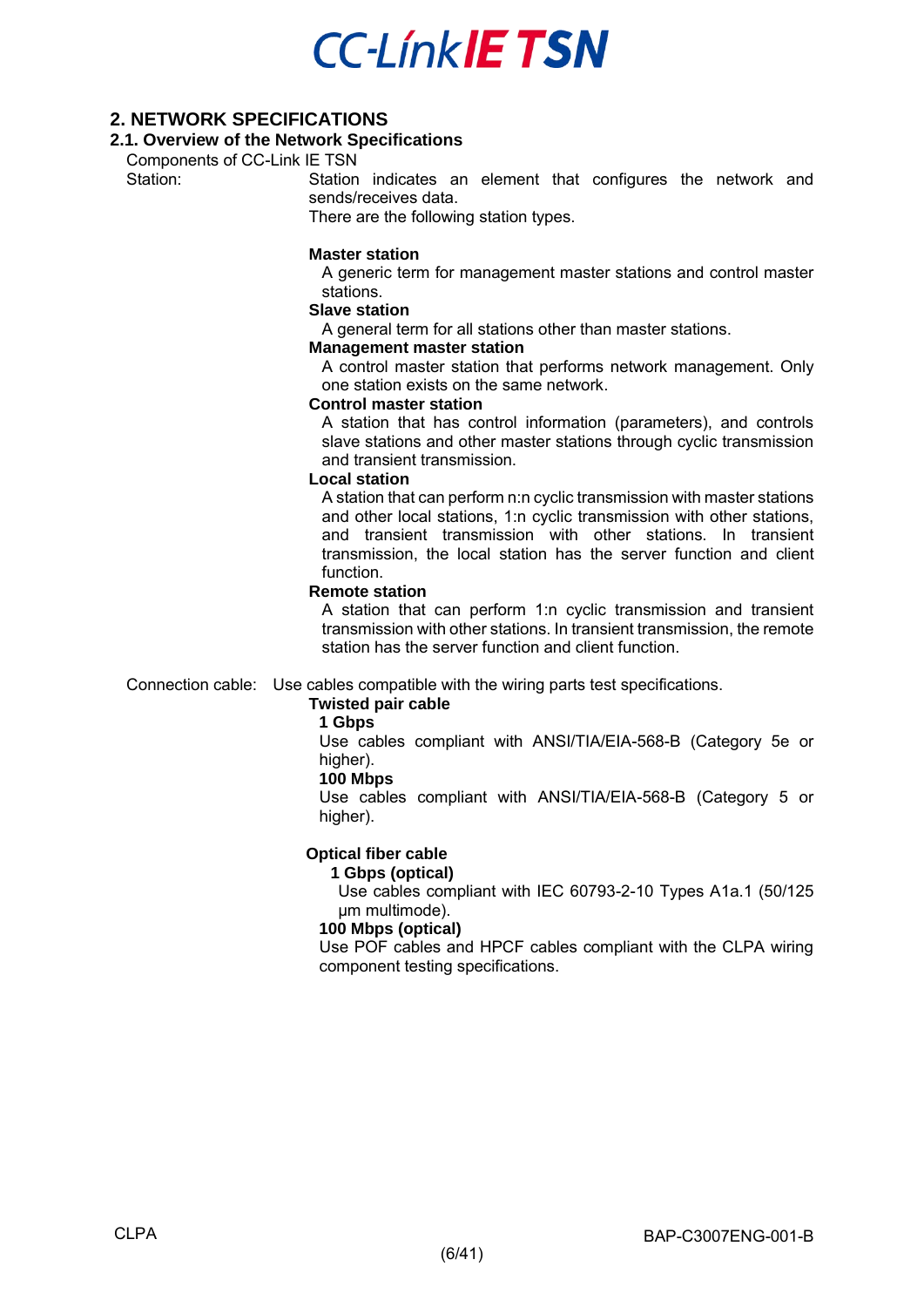# 2. NETWORK SPECIFICATIONS

## 2.1. Overview of the Network Specifications

Components of CC-Link IE TSN

Station: Station indicates an element that configures the network and sends/receives data.
There are the following station types.

**Master station**
A generic term for management master stations and control master stations.

**Slave station**
A general term for all stations other than master stations.

**Management master station**
A control master station that performs network management. Only one station exists on the same network.

**Control master station**
A station that has control information (parameters), and controls slave stations and other master stations through cyclic transmission and transient transmission.

**Local station**
A station that can perform n:n cyclic transmission with master stations and other local stations, 1:n cyclic transmission with other stations, and transient transmission with other stations. In transient transmission, the local station has the server function and client function.

**Remote station**
A station that can perform 1:n cyclic transmission and transient transmission with other stations. In transient transmission, the remote station has the server function and client function.

Connection cable: Use cables compatible with the wiring parts test specifications.

**Twisted pair cable**

**1 Gbps**
Use cables compliant with ANSI/TIA/EIA-568-B (Category 5e or higher).

**100 Mbps**
Use cables compliant with ANSI/TIA/EIA-568-B (Category 5 or higher).

**Optical fiber cable**

**1 Gbps (optical)**
Use cables compliant with IEC 60793-2-10 Types A1a.1 (50/125 μm multimode).

**100 Mbps (optical)**
Use POF cables and HPCF cables compliant with the CLPA wiring component testing specifications.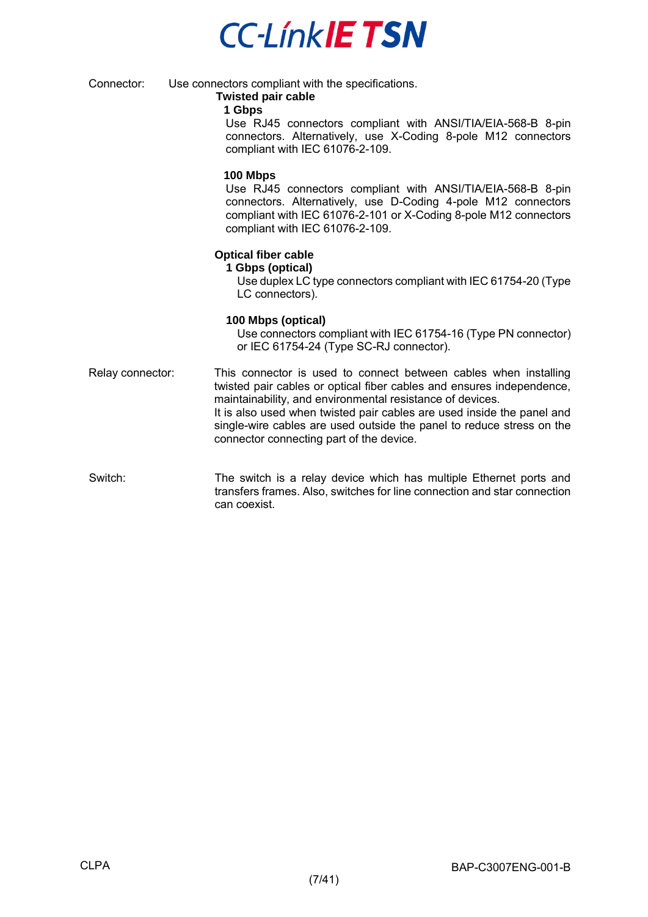Connector: Use connectors compliant with the specifications.

**Twisted pair cable**

**1 Gbps**

Use RJ45 connectors compliant with ANSI/TIA/EIA-568-B 8-pin connectors. Alternatively, use X-Coding 8-pole M12 connectors compliant with IEC 61076-2-109.

**100 Mbps**

Use RJ45 connectors compliant with ANSI/TIA/EIA-568-B 8-pin connectors. Alternatively, use D-Coding 4-pole M12 connectors compliant with IEC 61076-2-101 or X-Coding 8-pole M12 connectors compliant with IEC 61076-2-109.

**Optical fiber cable**

**1 Gbps (optical)**

Use duplex LC type connectors compliant with IEC 61754-20 (Type LC connectors).

**100 Mbps (optical)**

Use connectors compliant with IEC 61754-16 (Type PN connector) or IEC 61754-24 (Type SC-RJ connector).

Relay connector: This connector is used to connect between cables when installing twisted pair cables or optical fiber cables and ensures independence, maintainability, and environmental resistance of devices.
It is also used when twisted pair cables are used inside the panel and single-wire cables are used outside the panel to reduce stress on the connector connecting part of the device.

Switch: The switch is a relay device which has multiple Ethernet ports and transfers frames. Also, switches for line connection and star connection can coexist.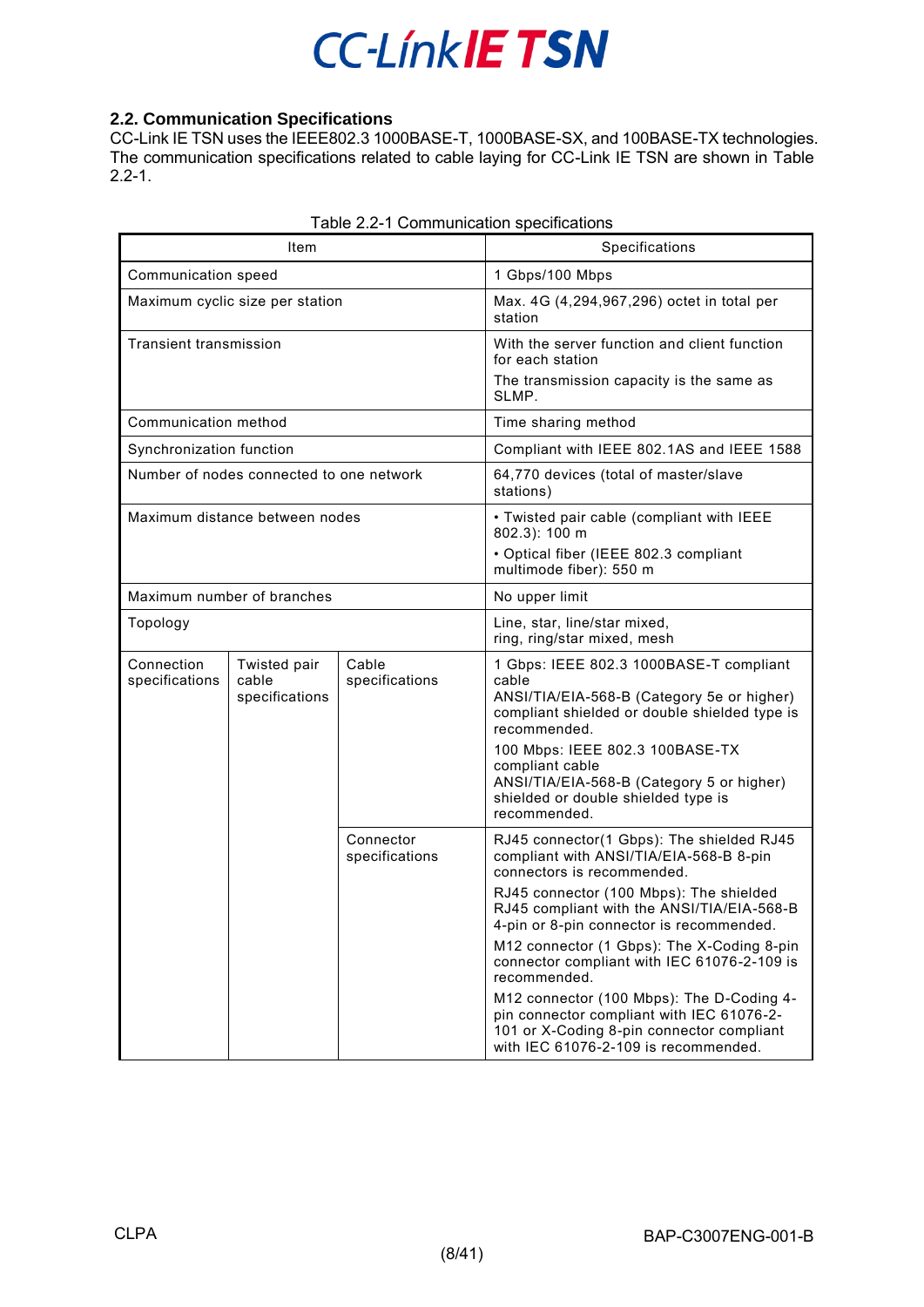## 2.2. Communication Specifications

CC-Link IE TSN uses the IEEE802.3 1000BASE-T, 1000BASE-SX, and 100BASE-TX technologies. The communication specifications related to cable laying for CC-Link IE TSN are shown in Table 2.2-1.

Table 2.2-1 Communication specifications

| Item | | | Specifications |
|---|---|---|---|
| Communication speed | | | 1 Gbps/100 Mbps |
| Maximum cyclic size per station | | | Max. 4G (4,294,967,296) octet in total per station |
| Transient transmission | | | With the server function and client function for each station<br>The transmission capacity is the same as SLMP. |
| Communication method | | | Time sharing method |
| Synchronization function | | | Compliant with IEEE 802.1AS and IEEE 1588 |
| Number of nodes connected to one network | | | 64,770 devices (total of master/slave stations) |
| Maximum distance between nodes | | | • Twisted pair cable (compliant with IEEE 802.3): 100 m<br>• Optical fiber (IEEE 802.3 compliant multimode fiber): 550 m |
| Maximum number of branches | | | No upper limit |
| Topology | | | Line, star, line/star mixed, ring, ring/star mixed, mesh |
| Connection specifications | Twisted pair cable specifications | Cable specifications | 1 Gbps: IEEE 802.3 1000BASE-T compliant cable<br>ANSI/TIA/EIA-568-B (Category 5e or higher) compliant shielded or double shielded type is recommended.<br>100 Mbps: IEEE 802.3 100BASE-TX compliant cable<br>ANSI/TIA/EIA-568-B (Category 5 or higher) shielded or double shielded type is recommended. |
| | | Connector specifications | RJ45 connector(1 Gbps): The shielded RJ45 compliant with ANSI/TIA/EIA-568-B 8-pin connectors is recommended.<br>RJ45 connector (100 Mbps): The shielded RJ45 compliant with the ANSI/TIA/EIA-568-B 4-pin or 8-pin connector is recommended.<br>M12 connector (1 Gbps): The X-Coding 8-pin connector compliant with IEC 61076-2-109 is recommended.<br>M12 connector (100 Mbps): The D-Coding 4-pin connector compliant with IEC 61076-2-101 or X-Coding 8-pin connector compliant with IEC 61076-2-109 is recommended. |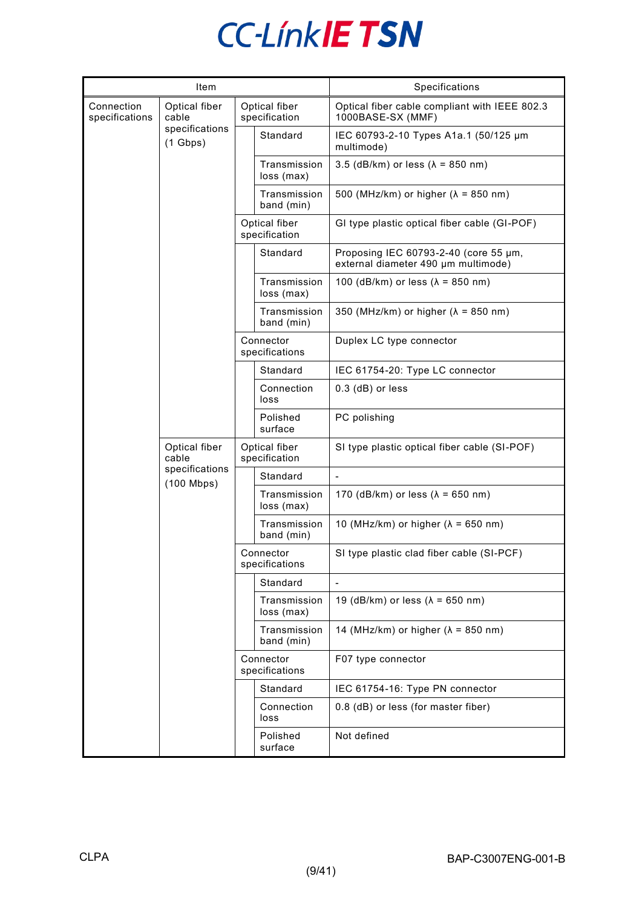| Item | | | | Specifications |
|---|---|---|---|---|
| Connection specifications | Optical fiber cable specifications (1 Gbps) | Optical fiber specification | | Optical fiber cable compliant with IEEE 802.3 1000BASE-SX (MMF) |
| | | | Standard | IEC 60793-2-10 Types A1a.1 (50/125 µm multimode) |
| | | | Transmission loss (max) | 3.5 (dB/km) or less (λ = 850 nm) |
| | | | Transmission band (min) | 500 (MHz/km) or higher (λ = 850 nm) |
| | | Optical fiber specification | | GI type plastic optical fiber cable (GI-POF) |
| | | | Standard | Proposing IEC 60793-2-40 (core 55 µm, external diameter 490 µm multimode) |
| | | | Transmission loss (max) | 100 (dB/km) or less (λ = 850 nm) |
| | | | Transmission band (min) | 350 (MHz/km) or higher (λ = 850 nm) |
| | | Connector specifications | | Duplex LC type connector |
| | | | Standard | IEC 61754-20: Type LC connector |
| | | | Connection loss | 0.3 (dB) or less |
| | | | Polished surface | PC polishing |
| | Optical fiber cable specifications (100 Mbps) | Optical fiber specification | | SI type plastic optical fiber cable (SI-POF) |
| | | | Standard | - |
| | | | Transmission loss (max) | 170 (dB/km) or less (λ = 650 nm) |
| | | | Transmission band (min) | 10 (MHz/km) or higher (λ = 650 nm) |
| | | Connector specifications | | SI type plastic clad fiber cable (SI-PCF) |
| | | | Standard | - |
| | | | Transmission loss (max) | 19 (dB/km) or less (λ = 650 nm) |
| | | | Transmission band (min) | 14 (MHz/km) or higher (λ = 850 nm) |
| | | Connector specifications | | F07 type connector |
| | | | Standard | IEC 61754-16: Type PN connector |
| | | | Connection loss | 0.8 (dB) or less (for master fiber) |
| | | | Polished surface | Not defined |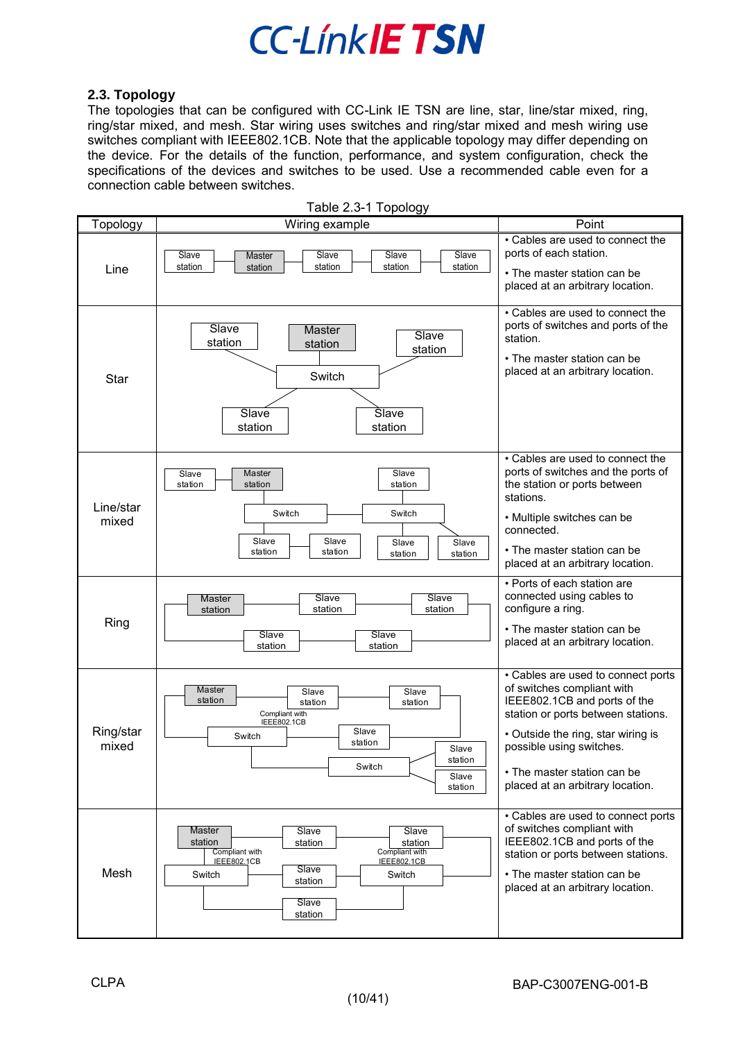### 2.3. Topology

The topologies that can be configured with CC-Link IE TSN are line, star, line/star mixed, ring, ring/star mixed, and mesh. Star wiring uses switches and ring/star mixed and mesh wiring use switches compliant with IEEE802.1CB. Note that the applicable topology may differ depending on the device. For the details of the function, performance, and system configuration, check the specifications of the devices and switches to be used. Use a recommended cable even for a connection cable between switches.

Table 2.3-1 Topology

| Topology | Wiring example | Point |
|---|---|---|
| Line | Slave station – Master station – Slave station – Slave station – Slave station | • Cables are used to connect the ports of each station.<br>• The master station can be placed at an arbitrary location. |
| Star | Switch connected to: Slave station, Master station, Slave station, Slave station, Slave station | • Cables are used to connect the ports of switches and ports of the station.<br>• The master station can be placed at an arbitrary location. |
| Line/star mixed | Slave station – Master station – Switch – Switch – Slave station; Switch connected to Slave station, Slave station; Switch connected to Slave station, Slave station | • Cables are used to connect the ports of switches and the ports of the station or ports between stations.<br>• Multiple switches can be connected.<br>• The master station can be placed at an arbitrary location. |
| Ring | Master station – Slave station – Slave station – Slave station – Slave station (ring) | • Ports of each station are connected using cables to configure a ring.<br>• The master station can be placed at an arbitrary location. |
| Ring/star mixed | Master station – Slave station – Slave station – Slave station – Switch (Compliant with IEEE802.1CB) (ring); Switch – Switch connected to Slave station, Slave station | • Cables are used to connect ports of switches compliant with IEEE802.1CB and ports of the station or ports between stations.<br>• Outside the ring, star wiring is possible using switches.<br>• The master station can be placed at an arbitrary location. |
| Mesh | Master station, Slave station, Slave station, Switch (Compliant with IEEE802.1CB), Slave station, Switch (Compliant with IEEE802.1CB), Slave station | • Cables are used to connect ports of switches compliant with IEEE802.1CB and ports of the station or ports between stations.<br>• The master station can be placed at an arbitrary location. |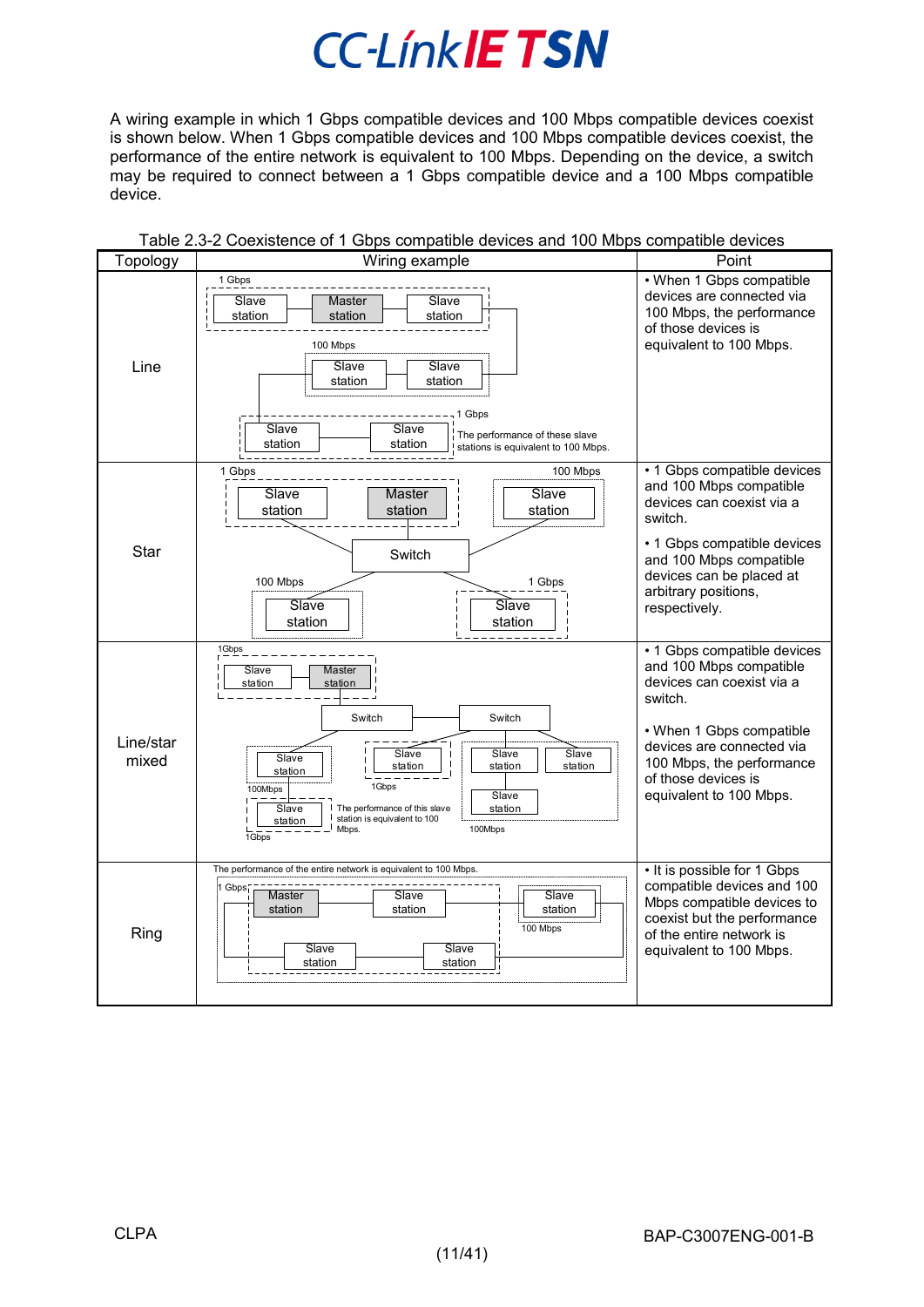A wiring example in which 1 Gbps compatible devices and 100 Mbps compatible devices coexist is shown below. When 1 Gbps compatible devices and 100 Mbps compatible devices coexist, the performance of the entire network is equivalent to 100 Mbps. Depending on the device, a switch may be required to connect between a 1 Gbps compatible device and a 100 Mbps compatible device.

Table 2.3-2 Coexistence of 1 Gbps compatible devices and 100 Mbps compatible devices

| Topology | Wiring example | Point |
|---|---|---|
| Line | 1 Gbps: Slave station, Master station, Slave station<br>100 Mbps: Slave station, Slave station<br>1 Gbps: Slave station, Slave station<br>The performance of these slave stations is equivalent to 100 Mbps. | • When 1 Gbps compatible devices are connected via 100 Mbps, the performance of those devices is equivalent to 100 Mbps. |
| Star | 1 Gbps: Slave station, Master station<br>100 Mbps: Slave station<br>Switch<br>100 Mbps: Slave station<br>1 Gbps: Slave station | • 1 Gbps compatible devices and 100 Mbps compatible devices can coexist via a switch.<br>• 1 Gbps compatible devices and 100 Mbps compatible devices can be placed at arbitrary positions, respectively. |
| Line/star mixed | 1Gbps: Slave station, Master station<br>Switch, Switch<br>100Mbps: Slave station<br>1Gbps: Slave station<br>1Gbps: Slave station<br>The performance of this slave station is equivalent to 100 Mbps.<br>100Mbps: Slave station, Slave station, Slave station | • 1 Gbps compatible devices and 100 Mbps compatible devices can coexist via a switch.<br>• When 1 Gbps compatible devices are connected via 100 Mbps, the performance of those devices is equivalent to 100 Mbps. |
| Ring | The performance of the entire network is equivalent to 100 Mbps.<br>1 Gbps: Master station, Slave station, Slave station, Slave station<br>100 Mbps: Slave station | • It is possible for 1 Gbps compatible devices and 100 Mbps compatible devices to coexist but the performance of the entire network is equivalent to 100 Mbps. |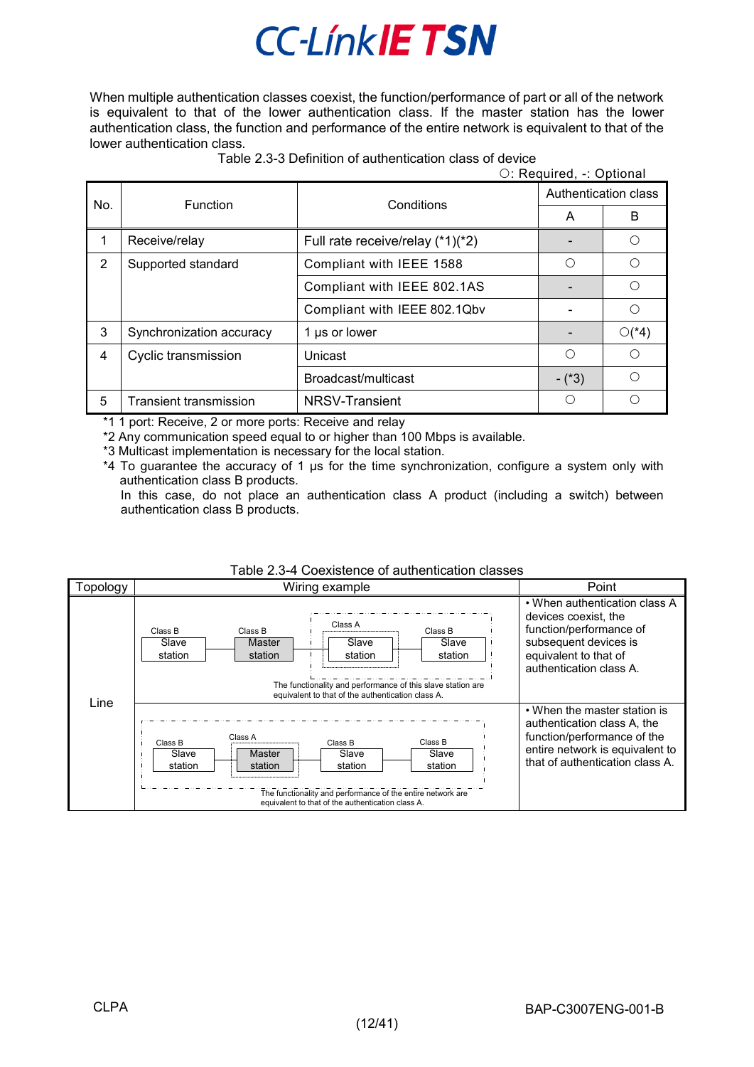When multiple authentication classes coexist, the function/performance of part or all of the network is equivalent to that of the lower authentication class. If the master station has the lower authentication class, the function and performance of the entire network is equivalent to that of the lower authentication class.

Table 2.3-3 Definition of authentication class of device

○: Required, -: Optional

| No. | Function | Conditions | Authentication class | |
|---|---|---|---|---|
| | | | A | B |
| 1 | Receive/relay | Full rate receive/relay (*1)(*2) | - | ○ |
| 2 | Supported standard | Compliant with IEEE 1588 | ○ | ○ |
| | | Compliant with IEEE 802.1AS | - | ○ |
| | | Compliant with IEEE 802.1Qbv | - | ○ |
| 3 | Synchronization accuracy | 1 µs or lower | - | ○(*4) |
| 4 | Cyclic transmission | Unicast | ○ | ○ |
| | | Broadcast/multicast | - (*3) | ○ |
| 5 | Transient transmission | NRSV-Transient | ○ | ○ |

*1 1 port: Receive, 2 or more ports: Receive and relay
*2 Any communication speed equal to or higher than 100 Mbps is available.
*3 Multicast implementation is necessary for the local station.
*4 To guarantee the accuracy of 1 µs for the time synchronization, configure a system only with authentication class B products.
In this case, do not place an authentication class A product (including a switch) between authentication class B products.

Table 2.3-4 Coexistence of authentication classes

| Topology | Wiring example | Point |
|---|---|---|
| Line | Class B Slave station — Class B Master station — Class A Slave station — Class B Slave station<br>The functionality and performance of this slave station are equivalent to that of the authentication class A. | • When authentication class A devices coexist, the function/performance of subsequent devices is equivalent to that of authentication class A. |
| | Class B Slave station — Class A Master station — Class B Slave station — Class B Slave station<br>The functionality and performance of the entire network are equivalent to that of the authentication class A. | • When the master station is authentication class A, the function/performance of the entire network is equivalent to that of authentication class A. |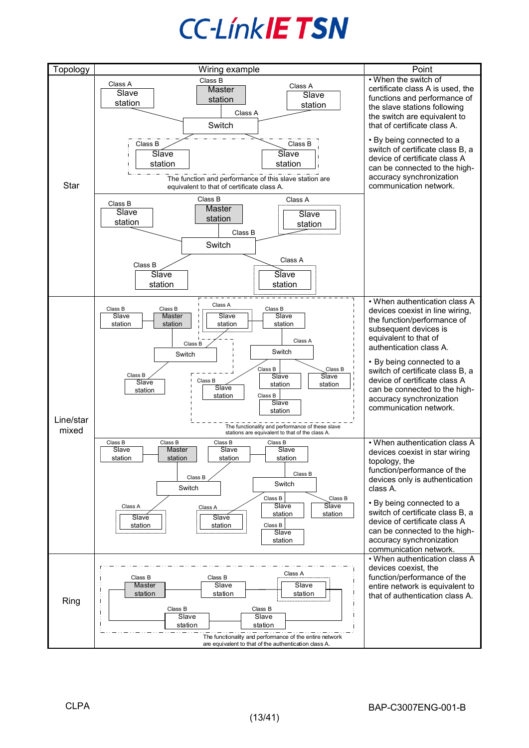| Topology | Wiring example | Point |
|---|---|---|
| Star | Class A Slave station; Class B Master station; Class A Slave station; Class A Switch; Class B Slave station; Class B Slave station. The function and performance of this slave station are equivalent to that of certificate class A. | • When the switch of certificate class A is used, the functions and performance of the slave stations following the switch are equivalent to that of certificate class A.<br>• By being connected to a switch of certificate class B, a device of certificate class A can be connected to the high-accuracy synchronization communication network. |
| | Class B Slave station; Class B Master station; Class A Slave station; Class B Switch; Class B Slave station; Class A Slave station | |
| Line/star mixed | Class B Slave station; Class B Master station; Class A Slave station; Class B Slave station; Class B Switch; Class A Switch; Class B Slave station; Class B Slave station; Class B Slave station; Class B Slave station; Class B Slave station. The functionality and performance of these slave stations are equivalent to that of the class A. | • When authentication class A devices coexist in line wiring, the function/performance of subsequent devices is equivalent to that of authentication class A.<br>• By being connected to a switch of certificate class B, a device of certificate class A can be connected to the high-accuracy synchronization communication network. |
| | Class B Slave station; Class B Master station; Class B Slave station; Class B Slave station; Class B Switch; Class B Switch; Class A Slave station; Class A Slave station; Class B Slave station; Class B Slave station; Class B Slave station | • When authentication class A devices coexist in star wiring topology, the function/performance of the devices only is authentication class A.<br>• By being connected to a switch of certificate class B, a device of certificate class A can be connected to the high-accuracy synchronization communication network. |
| Ring | Class B Master station; Class B Slave station; Class A Slave station; Class B Slave station; Class B Slave station. The functionality and performance of the entire network are equivalent to that of the authentication class A. | • When authentication class A devices coexist, the function/performance of the entire network is equivalent to that of authentication class A. |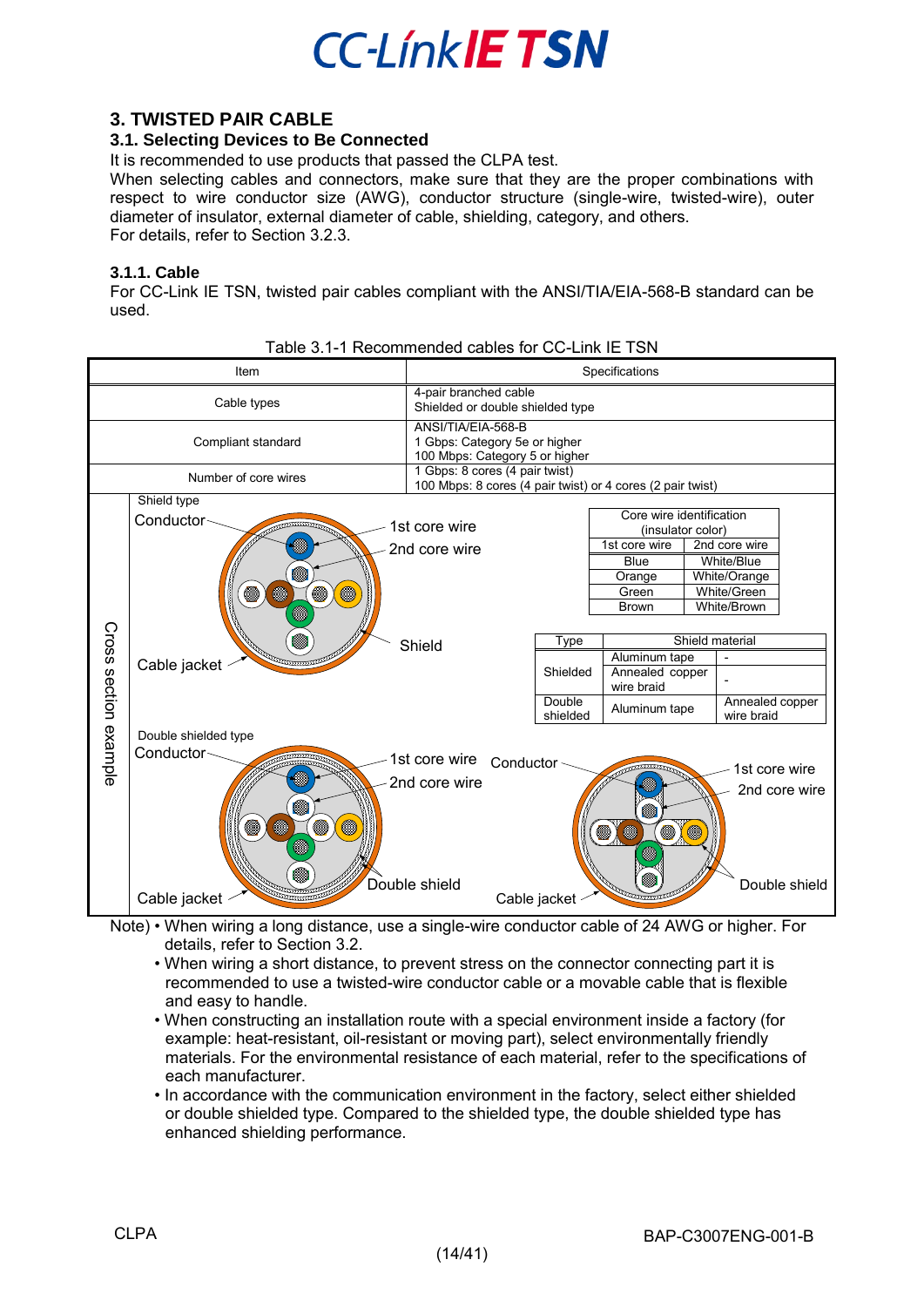# 3. TWISTED PAIR CABLE

## 3.1. Selecting Devices to Be Connected

It is recommended to use products that passed the CLPA test.
When selecting cables and connectors, make sure that they are the proper combinations with respect to wire conductor size (AWG), conductor structure (single-wire, twisted-wire), outer diameter of insulator, external diameter of cable, shielding, category, and others.
For details, refer to Section 3.2.3.

### 3.1.1. Cable

For CC-Link IE TSN, twisted pair cables compliant with the ANSI/TIA/EIA-568-B standard can be used.

Table 3.1-1 Recommended cables for CC-Link IE TSN

| Item | Specifications |
|---|---|
| Cable types | 4-pair branched cable<br>Shielded or double shielded type |
| Compliant standard | ANSI/TIA/EIA-568-B<br>1 Gbps: Category 5e or higher<br>100 Mbps: Category 5 or higher |
| Number of core wires | 1 Gbps: 8 cores (4 pair twist)<br>100 Mbps: 8 cores (4 pair twist) or 4 cores (2 pair twist) |
| Cross section example | Shield type: Conductor, 1st core wire, 2nd core wire, Shield, Cable jacket<br>Double shielded type: Conductor, 1st core wire, 2nd core wire, Double shield, Cable jacket |

Core wire identification (insulator color)

| 1st core wire | 2nd core wire |
|---|---|
| Blue | White/Blue |
| Orange | White/Orange |
| Green | White/Green |
| Brown | White/Brown |

| Type | Shield material | |
|---|---|---|
| Shielded | Aluminum tape | - |
| | Annealed copper wire braid | - |
| Double shielded | Aluminum tape | Annealed copper wire braid |

Note) • When wiring a long distance, use a single-wire conductor cable of 24 AWG or higher. For details, refer to Section 3.2.
- When wiring a short distance, to prevent stress on the connector connecting part it is recommended to use a twisted-wire conductor cable or a movable cable that is flexible and easy to handle.
- When constructing an installation route with a special environment inside a factory (for example: heat-resistant, oil-resistant or moving part), select environmentally friendly materials. For the environmental resistance of each material, refer to the specifications of each manufacturer.
- In accordance with the communication environment in the factory, select either shielded or double shielded type. Compared to the shielded type, the double shielded type has enhanced shielding performance.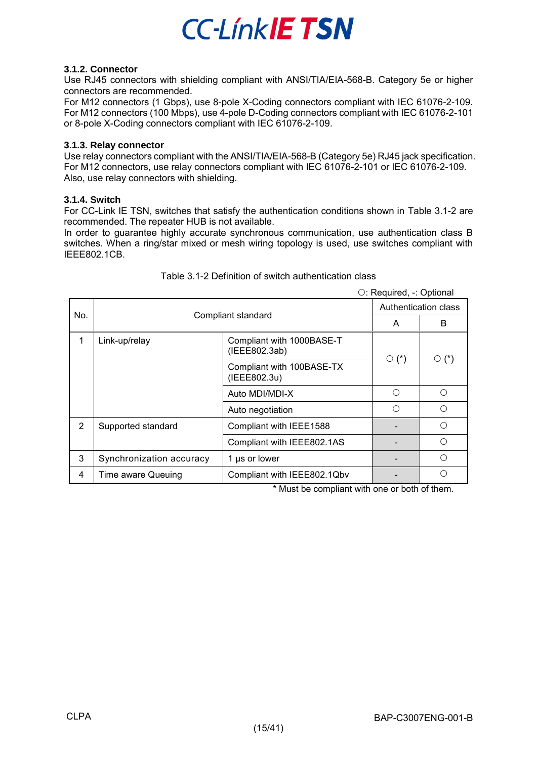### 3.1.2. Connector

Use RJ45 connectors with shielding compliant with ANSI/TIA/EIA-568-B. Category 5e or higher connectors are recommended.
For M12 connectors (1 Gbps), use 8-pole X-Coding connectors compliant with IEC 61076-2-109.
For M12 connectors (100 Mbps), use 4-pole D-Coding connectors compliant with IEC 61076-2-101 or 8-pole X-Coding connectors compliant with IEC 61076-2-109.

### 3.1.3. Relay connector

Use relay connectors compliant with the ANSI/TIA/EIA-568-B (Category 5e) RJ45 jack specification.
For M12 connectors, use relay connectors compliant with IEC 61076-2-101 or IEC 61076-2-109.
Also, use relay connectors with shielding.

### 3.1.4. Switch

For CC-Link IE TSN, switches that satisfy the authentication conditions shown in Table 3.1-2 are recommended. The repeater HUB is not available.
In order to guarantee highly accurate synchronous communication, use authentication class B switches. When a ring/star mixed or mesh wiring topology is used, use switches compliant with IEEE802.1CB.

Table 3.1-2 Definition of switch authentication class

○: Required, -: Optional

| No. | Compliant standard | | Authentication class | |
|---|---|---|---|---|
| | | | A | B |
| 1 | Link-up/relay | Compliant with 1000BASE-T (IEEE802.3ab) | ○ (*) | ○ (*) |
| | | Compliant with 100BASE-TX (IEEE802.3u) | | |
| | | Auto MDI/MDI-X | ○ | ○ |
| | | Auto negotiation | ○ | ○ |
| 2 | Supported standard | Compliant with IEEE1588 | - | ○ |
| | | Compliant with IEEE802.1AS | - | ○ |
| 3 | Synchronization accuracy | 1 μs or lower | - | ○ |
| 4 | Time aware Queuing | Compliant with IEEE802.1Qbv | - | ○ |

* Must be compliant with one or both of them.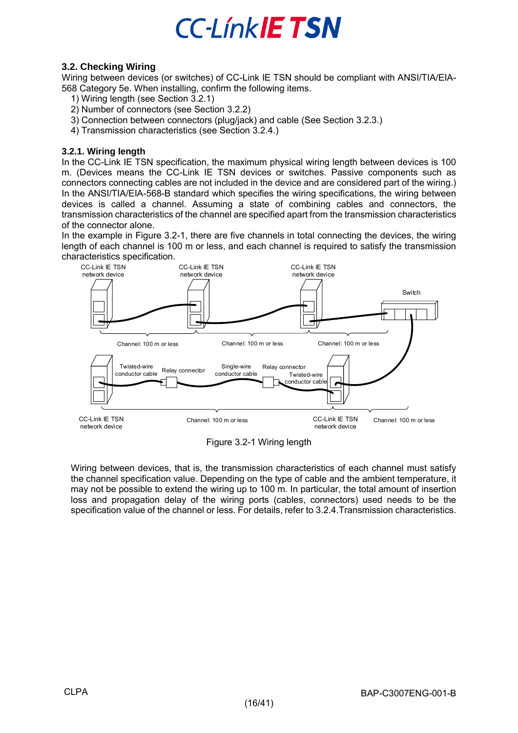## 3.2. Checking Wiring

Wiring between devices (or switches) of CC-Link IE TSN should be compliant with ANSI/TIA/EIA-568 Category 5e. When installing, confirm the following items.

1) Wiring length (see Section 3.2.1)
2) Number of connectors (see Section 3.2.2)
3) Connection between connectors (plug/jack) and cable (See Section 3.2.3.)
4) Transmission characteristics (see Section 3.2.4.)

### 3.2.1. Wiring length

In the CC-Link IE TSN specification, the maximum physical wiring length between devices is 100 m. (Devices means the CC-Link IE TSN devices or switches. Passive components such as connectors connecting cables are not included in the device and are considered part of the wiring.)
In the ANSI/TIA/EIA-568-B standard which specifies the wiring specifications, the wiring between devices is called a channel. Assuming a state of combining cables and connectors, the transmission characteristics of the channel are specified apart from the transmission characteristics of the connector alone.
In the example in Figure 3.2-1, there are five channels in total connecting the devices, the wiring length of each channel is 100 m or less, and each channel is required to satisfy the transmission characteristics specification.

Figure 3.2-1 Wiring length

Wiring between devices, that is, the transmission characteristics of each channel must satisfy the channel specification value. Depending on the type of cable and the ambient temperature, it may not be possible to extend the wiring up to 100 m. In particular, the total amount of insertion loss and propagation delay of the wiring ports (cables, connectors) used needs to be the specification value of the channel or less. For details, refer to 3.2.4.Transmission characteristics.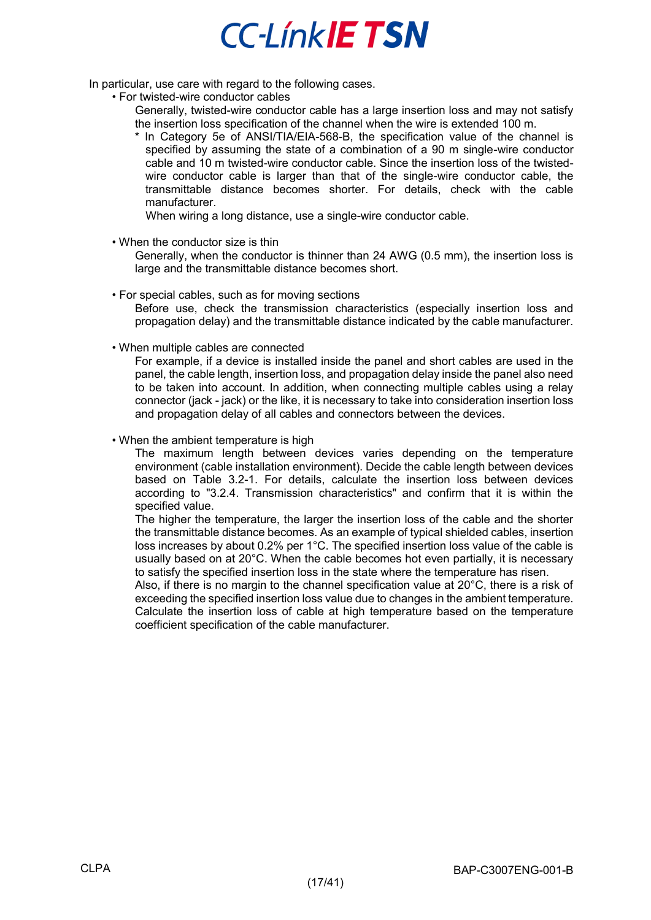In particular, use care with regard to the following cases.

- For twisted-wire conductor cables

  Generally, twisted-wire conductor cable has a large insertion loss and may not satisfy the insertion loss specification of the channel when the wire is extended 100 m.

  * In Category 5e of ANSI/TIA/EIA-568-B, the specification value of the channel is specified by assuming the state of a combination of a 90 m single-wire conductor cable and 10 m twisted-wire conductor cable. Since the insertion loss of the twisted-wire conductor cable is larger than that of the single-wire conductor cable, the transmittable distance becomes shorter. For details, check with the cable manufacturer.

    When wiring a long distance, use a single-wire conductor cable.

- When the conductor size is thin

  Generally, when the conductor is thinner than 24 AWG (0.5 mm), the insertion loss is large and the transmittable distance becomes short.

- For special cables, such as for moving sections

  Before use, check the transmission characteristics (especially insertion loss and propagation delay) and the transmittable distance indicated by the cable manufacturer.

- When multiple cables are connected

  For example, if a device is installed inside the panel and short cables are used in the panel, the cable length, insertion loss, and propagation delay inside the panel also need to be taken into account. In addition, when connecting multiple cables using a relay connector (jack - jack) or the like, it is necessary to take into consideration insertion loss and propagation delay of all cables and connectors between the devices.

- When the ambient temperature is high

  The maximum length between devices varies depending on the temperature environment (cable installation environment). Decide the cable length between devices based on Table 3.2-1. For details, calculate the insertion loss between devices according to "3.2.4. Transmission characteristics" and confirm that it is within the specified value.

  The higher the temperature, the larger the insertion loss of the cable and the shorter the transmittable distance becomes. As an example of typical shielded cables, insertion loss increases by about 0.2% per 1°C. The specified insertion loss value of the cable is usually based on at 20°C. When the cable becomes hot even partially, it is necessary to satisfy the specified insertion loss in the state where the temperature has risen.

  Also, if there is no margin to the channel specification value at 20°C, there is a risk of exceeding the specified insertion loss value due to changes in the ambient temperature. Calculate the insertion loss of cable at high temperature based on the temperature coefficient specification of the cable manufacturer.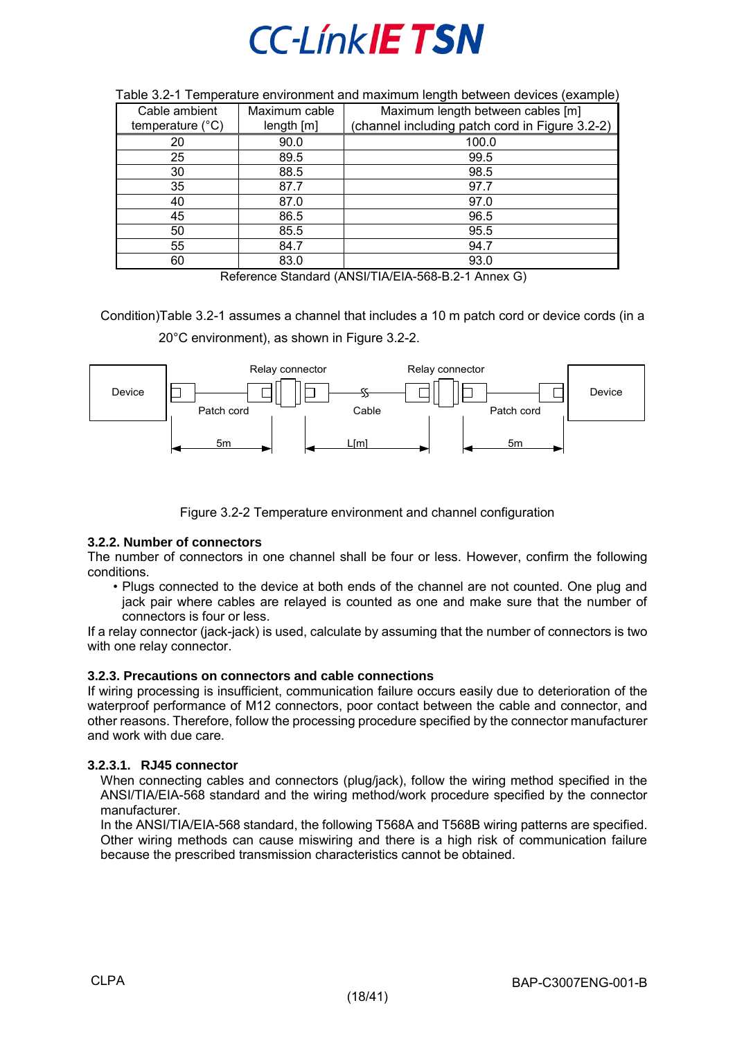Table 3.2-1 Temperature environment and maximum length between devices (example)

| Cable ambient temperature (°C) | Maximum cable length [m] | Maximum length between cables [m] (channel including patch cord in Figure 3.2-2) |
|---|---|---|
| 20 | 90.0 | 100.0 |
| 25 | 89.5 | 99.5 |
| 30 | 88.5 | 98.5 |
| 35 | 87.7 | 97.7 |
| 40 | 87.0 | 97.0 |
| 45 | 86.5 | 96.5 |
| 50 | 85.5 | 95.5 |
| 55 | 84.7 | 94.7 |
| 60 | 83.0 | 93.0 |

Reference Standard (ANSI/TIA/EIA-568-B.2-1 Annex G)

Condition)Table 3.2-1 assumes a channel that includes a 10 m patch cord or device cords (in a 20°C environment), as shown in Figure 3.2-2.

Device — Patch cord (5m) — Relay connector — Cable (L[m]) — Relay connector — Patch cord (5m) — Device

Figure 3.2-2 Temperature environment and channel configuration

### 3.2.2. Number of connectors

The number of connectors in one channel shall be four or less. However, confirm the following conditions.

- Plugs connected to the device at both ends of the channel are not counted. One plug and jack pair where cables are relayed is counted as one and make sure that the number of connectors is four or less.

If a relay connector (jack-jack) is used, calculate by assuming that the number of connectors is two with one relay connector.

### 3.2.3. Precautions on connectors and cable connections

If wiring processing is insufficient, communication failure occurs easily due to deterioration of the waterproof performance of M12 connectors, poor contact between the cable and connector, and other reasons. Therefore, follow the processing procedure specified by the connector manufacturer and work with due care.

#### 3.2.3.1. RJ45 connector

When connecting cables and connectors (plug/jack), follow the wiring method specified in the ANSI/TIA/EIA-568 standard and the wiring method/work procedure specified by the connector manufacturer.

In the ANSI/TIA/EIA-568 standard, the following T568A and T568B wiring patterns are specified. Other wiring methods can cause miswiring and there is a high risk of communication failure because the prescribed transmission characteristics cannot be obtained.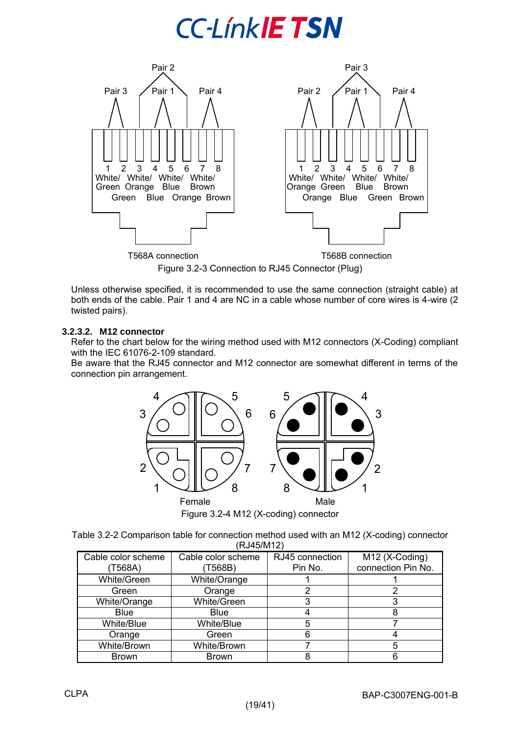Figure 3.2-3 Connection to RJ45 Connector (Plug)

Unless otherwise specified, it is recommended to use the same connection (straight cable) at both ends of the cable. Pair 1 and 4 are NC in a cable whose number of core wires is 4-wire (2 twisted pairs).

### 3.2.3.2. M12 connector

Refer to the chart below for the wiring method used with M12 connectors (X-Coding) compliant with the IEC 61076-2-109 standard.
Be aware that the RJ45 connector and M12 connector are somewhat different in terms of the connection pin arrangement.

Figure 3.2-4 M12 (X-coding) connector

Table 3.2-2 Comparison table for connection method used with an M12 (X-coding) connector (RJ45/M12)

| Cable color scheme (T568A) | Cable color scheme (T568B) | RJ45 connection Pin No. | M12 (X-Coding) connection Pin No. |
|---|---|---|---|
| White/Green | White/Orange | 1 | 1 |
| Green | Orange | 2 | 2 |
| White/Orange | White/Green | 3 | 3 |
| Blue | Blue | 4 | 8 |
| White/Blue | White/Blue | 5 | 7 |
| Orange | Green | 6 | 4 |
| White/Brown | White/Brown | 7 | 5 |
| Brown | Brown | 8 | 6 |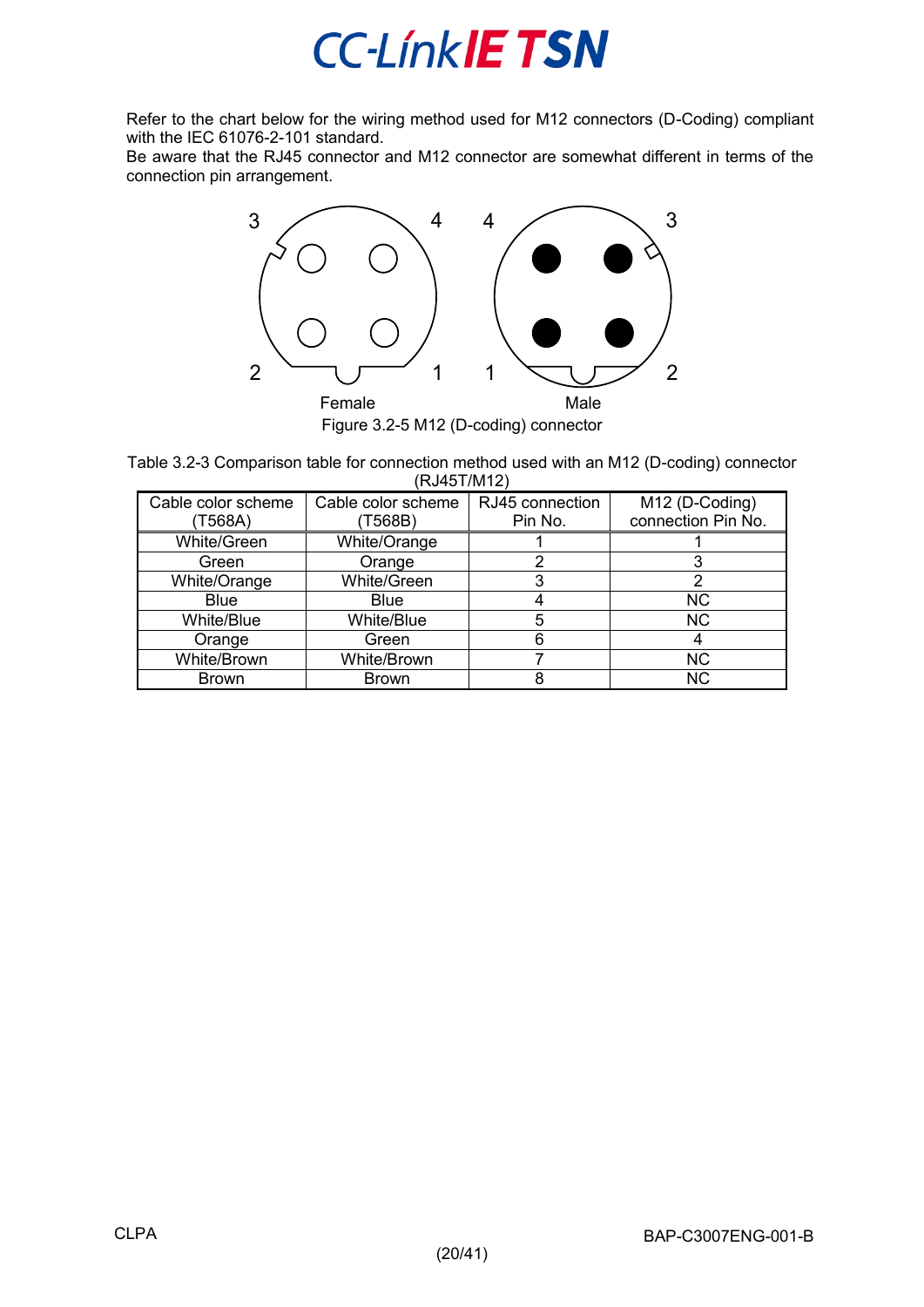Refer to the chart below for the wiring method used for M12 connectors (D-Coding) compliant with the IEC 61076-2-101 standard.
Be aware that the RJ45 connector and M12 connector are somewhat different in terms of the connection pin arrangement.

Figure 3.2-5 M12 (D-coding) connector

Table 3.2-3 Comparison table for connection method used with an M12 (D-coding) connector (RJ45T/M12)

| Cable color scheme (T568A) | Cable color scheme (T568B) | RJ45 connection Pin No. | M12 (D-Coding) connection Pin No. |
|---|---|---|---|
| White/Green | White/Orange | 1 | 1 |
| Green | Orange | 2 | 3 |
| White/Orange | White/Green | 3 | 2 |
| Blue | Blue | 4 | NC |
| White/Blue | White/Blue | 5 | NC |
| Orange | Green | 6 | 4 |
| White/Brown | White/Brown | 7 | NC |
| Brown | Brown | 8 | NC |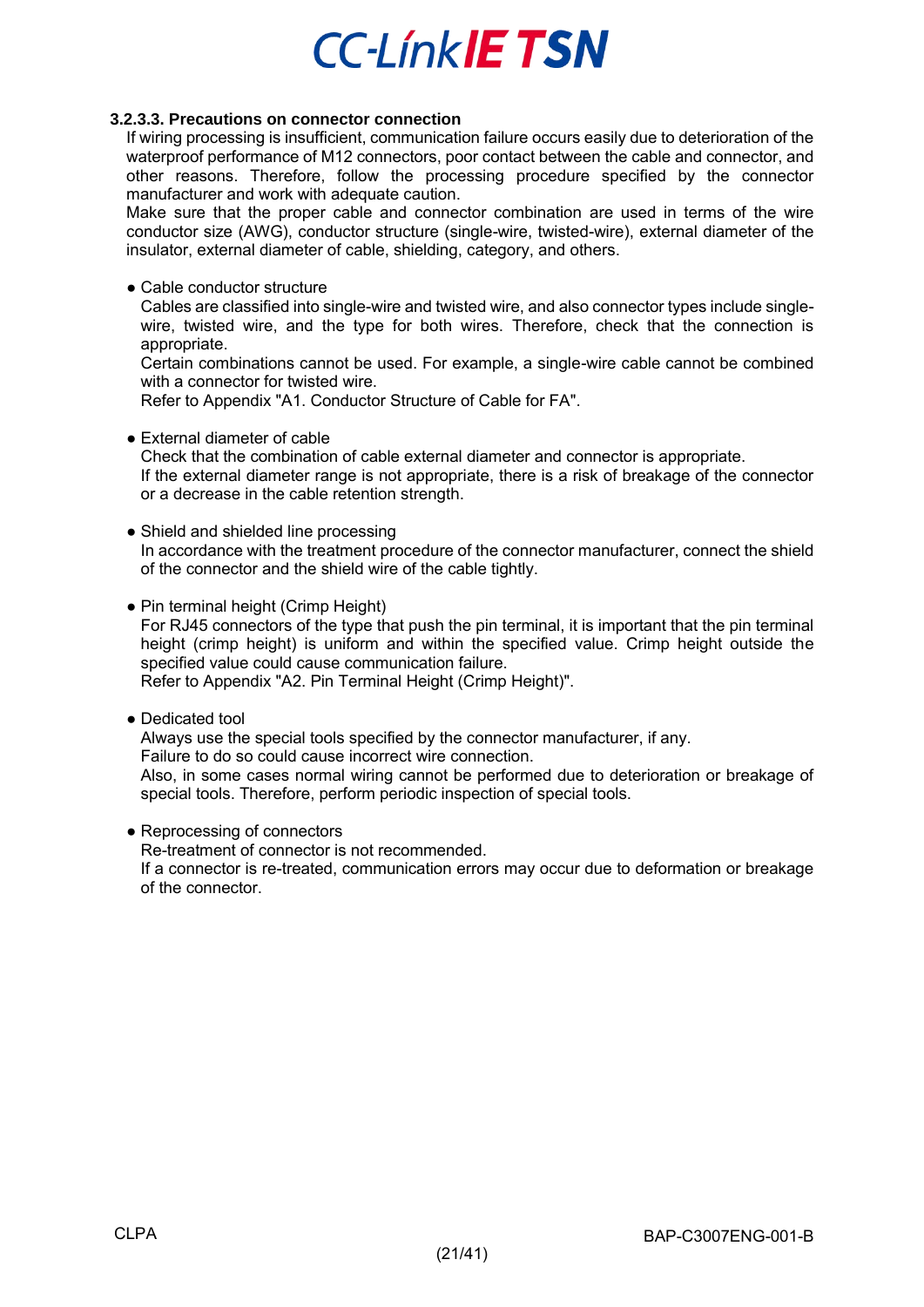#### 3.2.3.3. Precautions on connector connection

If wiring processing is insufficient, communication failure occurs easily due to deterioration of the waterproof performance of M12 connectors, poor contact between the cable and connector, and other reasons. Therefore, follow the processing procedure specified by the connector manufacturer and work with adequate caution.

Make sure that the proper cable and connector combination are used in terms of the wire conductor size (AWG), conductor structure (single-wire, twisted-wire), external diameter of the insulator, external diameter of cable, shielding, category, and others.

- Cable conductor structure

  Cables are classified into single-wire and twisted wire, and also connector types include single-wire, twisted wire, and the type for both wires. Therefore, check that the connection is appropriate.

  Certain combinations cannot be used. For example, a single-wire cable cannot be combined with a connector for twisted wire.

  Refer to Appendix "A1. Conductor Structure of Cable for FA".

- External diameter of cable

  Check that the combination of cable external diameter and connector is appropriate.

  If the external diameter range is not appropriate, there is a risk of breakage of the connector or a decrease in the cable retention strength.

- Shield and shielded line processing

  In accordance with the treatment procedure of the connector manufacturer, connect the shield of the connector and the shield wire of the cable tightly.

- Pin terminal height (Crimp Height)

  For RJ45 connectors of the type that push the pin terminal, it is important that the pin terminal height (crimp height) is uniform and within the specified value. Crimp height outside the specified value could cause communication failure.

  Refer to Appendix "A2. Pin Terminal Height (Crimp Height)".

- Dedicated tool

  Always use the special tools specified by the connector manufacturer, if any.

  Failure to do so could cause incorrect wire connection.

  Also, in some cases normal wiring cannot be performed due to deterioration or breakage of special tools. Therefore, perform periodic inspection of special tools.

- Reprocessing of connectors

  Re-treatment of connector is not recommended.

  If a connector is re-treated, communication errors may occur due to deformation or breakage of the connector.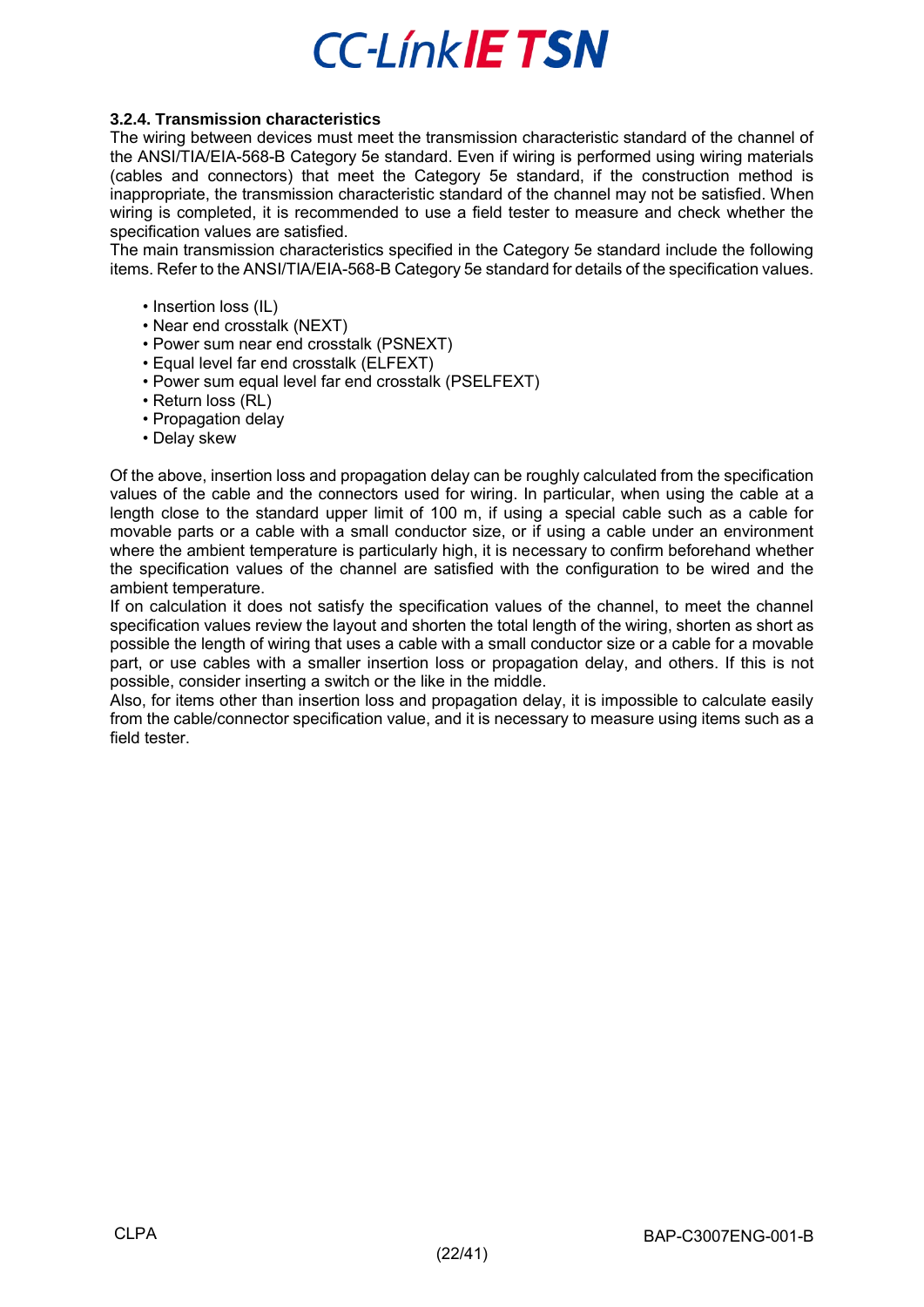### 3.2.4. Transmission characteristics

The wiring between devices must meet the transmission characteristic standard of the channel of the ANSI/TIA/EIA-568-B Category 5e standard. Even if wiring is performed using wiring materials (cables and connectors) that meet the Category 5e standard, if the construction method is inappropriate, the transmission characteristic standard of the channel may not be satisfied. When wiring is completed, it is recommended to use a field tester to measure and check whether the specification values are satisfied.

The main transmission characteristics specified in the Category 5e standard include the following items. Refer to the ANSI/TIA/EIA-568-B Category 5e standard for details of the specification values.

- Insertion loss (IL)
- Near end crosstalk (NEXT)
- Power sum near end crosstalk (PSNEXT)
- Equal level far end crosstalk (ELFEXT)
- Power sum equal level far end crosstalk (PSELFEXT)
- Return loss (RL)
- Propagation delay
- Delay skew

Of the above, insertion loss and propagation delay can be roughly calculated from the specification values of the cable and the connectors used for wiring. In particular, when using the cable at a length close to the standard upper limit of 100 m, if using a special cable such as a cable for movable parts or a cable with a small conductor size, or if using a cable under an environment where the ambient temperature is particularly high, it is necessary to confirm beforehand whether the specification values of the channel are satisfied with the configuration to be wired and the ambient temperature.

If on calculation it does not satisfy the specification values of the channel, to meet the channel specification values review the layout and shorten the total length of the wiring, shorten as short as possible the length of wiring that uses a cable with a small conductor size or a cable for a movable part, or use cables with a smaller insertion loss or propagation delay, and others. If this is not possible, consider inserting a switch or the like in the middle.

Also, for items other than insertion loss and propagation delay, it is impossible to calculate easily from the cable/connector specification value, and it is necessary to measure using items such as a field tester.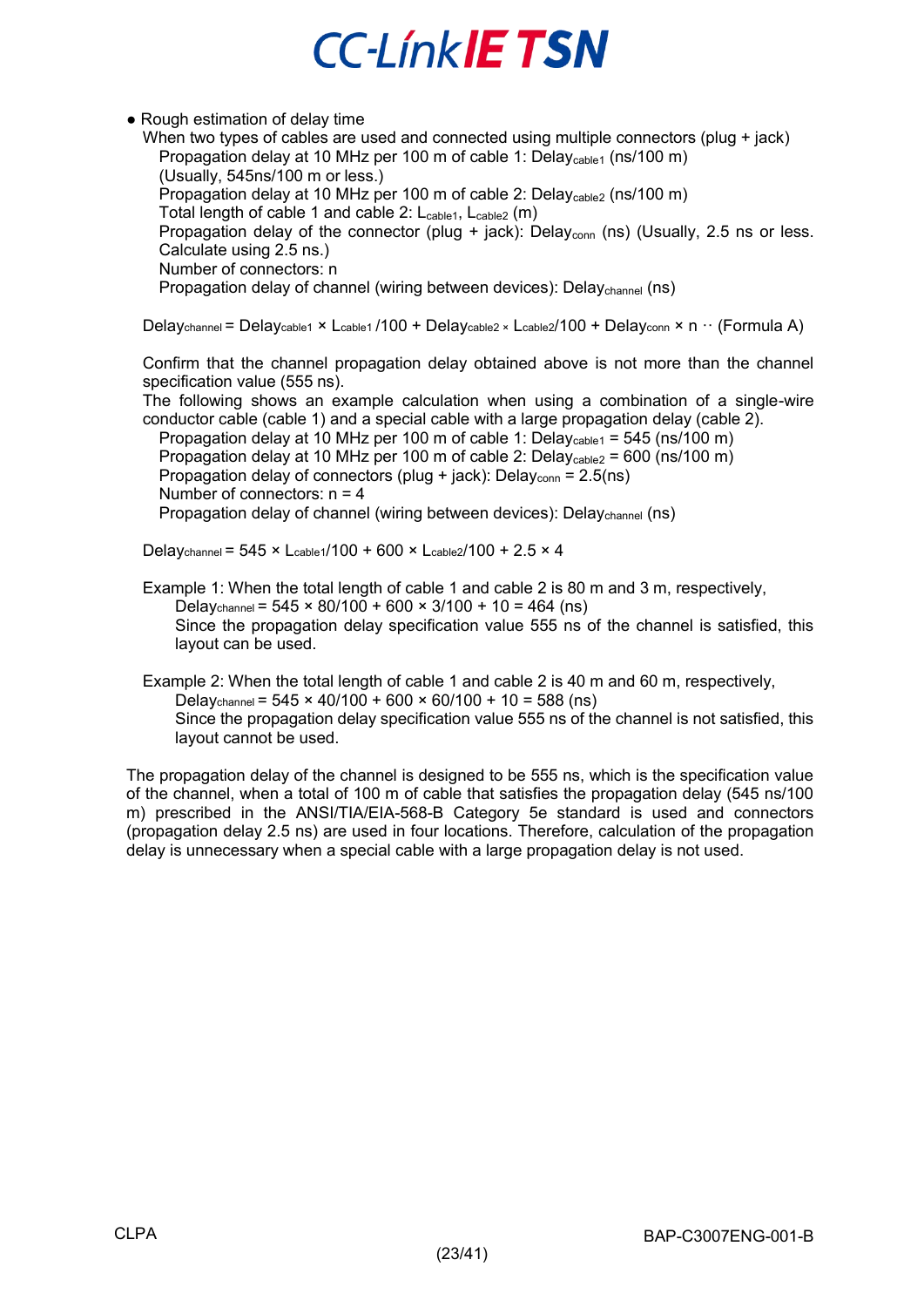- Rough estimation of delay time

When two types of cables are used and connected using multiple connectors (plug + jack)

Propagation delay at 10 MHz per 100 m of cable 1: $Delay_{cable1}$ (ns/100 m)
(Usually, 545ns/100 m or less.)
Propagation delay at 10 MHz per 100 m of cable 2: $Delay_{cable2}$ (ns/100 m)
Total length of cable 1 and cable 2: $L_{cable1}$, $L_{cable2}$ (m)
Propagation delay of the connector (plug + jack): $Delay_{conn}$ (ns) (Usually, 2.5 ns or less. Calculate using 2.5 ns.)
Number of connectors: n
Propagation delay of channel (wiring between devices): $Delay_{channel}$ (ns)

$$Delay_{channel} = Delay_{cable1} \times L_{cable1}/100 + Delay_{cable2} \times L_{cable2}/100 + Delay_{conn} \times n \quad \cdots \text{(Formula A)}$$

Confirm that the channel propagation delay obtained above is not more than the channel specification value (555 ns).
The following shows an example calculation when using a combination of a single-wire conductor cable (cable 1) and a special cable with a large propagation delay (cable 2).

Propagation delay at 10 MHz per 100 m of cable 1: $Delay_{cable1}$ = 545 (ns/100 m)
Propagation delay at 10 MHz per 100 m of cable 2: $Delay_{cable2}$ = 600 (ns/100 m)
Propagation delay of connectors (plug + jack): $Delay_{conn}$ = 2.5(ns)
Number of connectors: n = 4
Propagation delay of channel (wiring between devices): $Delay_{channel}$ (ns)

$$Delay_{channel} = 545 \times L_{cable1}/100 + 600 \times L_{cable2}/100 + 2.5 \times 4$$

Example 1: When the total length of cable 1 and cable 2 is 80 m and 3 m, respectively,

$Delay_{channel} = 545 \times 80/100 + 600 \times 3/100 + 10 = 464$ (ns)
Since the propagation delay specification value 555 ns of the channel is satisfied, this layout can be used.

Example 2: When the total length of cable 1 and cable 2 is 40 m and 60 m, respectively,

$Delay_{channel} = 545 \times 40/100 + 600 \times 60/100 + 10 = 588$ (ns)
Since the propagation delay specification value 555 ns of the channel is not satisfied, this layout cannot be used.

The propagation delay of the channel is designed to be 555 ns, which is the specification value of the channel, when a total of 100 m of cable that satisfies the propagation delay (545 ns/100 m) prescribed in the ANSI/TIA/EIA-568-B Category 5e standard is used and connectors (propagation delay 2.5 ns) are used in four locations. Therefore, calculation of the propagation delay is unnecessary when a special cable with a large propagation delay is not used.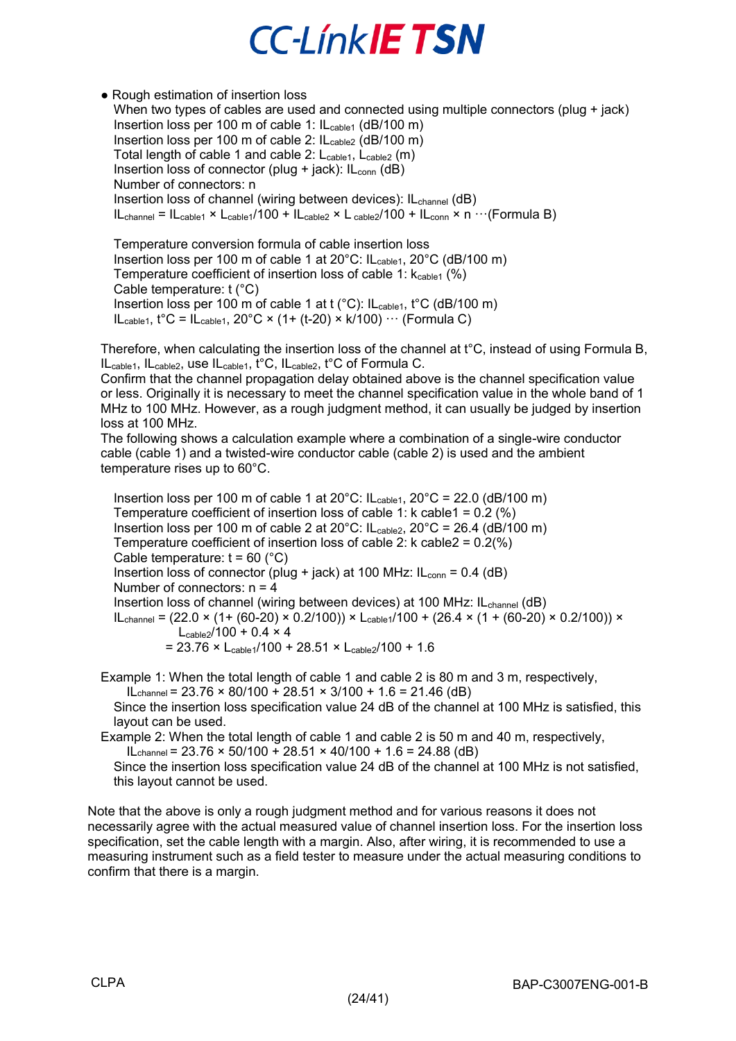- Rough estimation of insertion loss

  When two types of cables are used and connected using multiple connectors (plug + jack)
  Insertion loss per 100 m of cable 1: $IL_{cable1}$ (dB/100 m)
  Insertion loss per 100 m of cable 2: $IL_{cable2}$ (dB/100 m)
  Total length of cable 1 and cable 2: $L_{cable1}$, $L_{cable2}$ (m)
  Insertion loss of connector (plug + jack): $IL_{conn}$ (dB)
  Number of connectors: n
  Insertion loss of channel (wiring between devices): $IL_{channel}$ (dB)
  $IL_{channel} = IL_{cable1} \times L_{cable1}/100 + IL_{cable2} \times L_{cable2}/100 + IL_{conn} \times n$ …(Formula B)

  Temperature conversion formula of cable insertion loss
  Insertion loss per 100 m of cable 1 at 20°C: $IL_{cable1}$, 20°C (dB/100 m)
  Temperature coefficient of insertion loss of cable 1: $k_{cable1}$ (%)
  Cable temperature: t (°C)
  Insertion loss per 100 m of cable 1 at t (°C): $IL_{cable1}$, t°C (dB/100 m)
  $IL_{cable1}$, t°C = $IL_{cable1}$, 20°C × (1+ (t-20) × k/100) … (Formula C)

Therefore, when calculating the insertion loss of the channel at t°C, instead of using Formula B, $IL_{cable1}$, $IL_{cable2}$, use $IL_{cable1}$, t°C, $IL_{cable2}$, t°C of Formula C.
Confirm that the channel propagation delay obtained above is the channel specification value or less. Originally it is necessary to meet the channel specification value in the whole band of 1 MHz to 100 MHz. However, as a rough judgment method, it can usually be judged by insertion loss at 100 MHz.
The following shows a calculation example where a combination of a single-wire conductor cable (cable 1) and a twisted-wire conductor cable (cable 2) is used and the ambient temperature rises up to 60°C.

  Insertion loss per 100 m of cable 1 at 20°C: $IL_{cable1}$, 20°C = 22.0 (dB/100 m)
  Temperature coefficient of insertion loss of cable 1: k cable1 = 0.2 (%)
  Insertion loss per 100 m of cable 2 at 20°C: $IL_{cable2}$, 20°C = 26.4 (dB/100 m)
  Temperature coefficient of insertion loss of cable 2: k cable2 = 0.2(%)
  Cable temperature: t = 60 (°C)
  Insertion loss of connector (plug + jack) at 100 MHz: $IL_{conn}$ = 0.4 (dB)
  Number of connectors: n = 4
  Insertion loss of channel (wiring between devices) at 100 MHz: $IL_{channel}$ (dB)
  $IL_{channel} = (22.0 \times (1+ (60-20) \times 0.2/100)) \times L_{cable1}/100 + (26.4 \times (1 + (60-20) \times 0.2/100)) \times L_{cable2}/100 + 0.4 \times 4$
  $= 23.76 \times L_{cable1}/100 + 28.51 \times L_{cable2}/100 + 1.6$

Example 1: When the total length of cable 1 and cable 2 is 80 m and 3 m, respectively,
  $IL_{channel} = 23.76 \times 80/100 + 28.51 \times 3/100 + 1.6 = 21.46$ (dB)
  Since the insertion loss specification value 24 dB of the channel at 100 MHz is satisfied, this layout can be used.

Example 2: When the total length of cable 1 and cable 2 is 50 m and 40 m, respectively,
  $IL_{channel} = 23.76 \times 50/100 + 28.51 \times 40/100 + 1.6 = 24.88$ (dB)
  Since the insertion loss specification value 24 dB of the channel at 100 MHz is not satisfied, this layout cannot be used.

Note that the above is only a rough judgment method and for various reasons it does not necessarily agree with the actual measured value of channel insertion loss. For the insertion loss specification, set the cable length with a margin. Also, after wiring, it is recommended to use a measuring instrument such as a field tester to measure under the actual measuring conditions to confirm that there is a margin.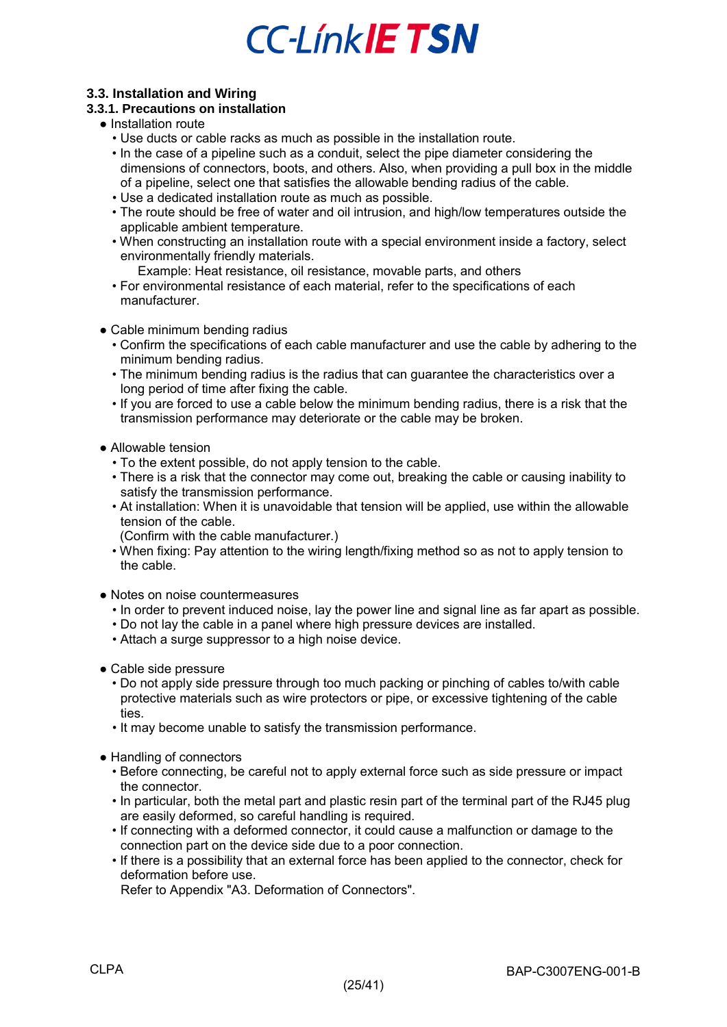### 3.3. Installation and Wiring

#### 3.3.1. Precautions on installation

- Installation route
  - Use ducts or cable racks as much as possible in the installation route.
  - In the case of a pipeline such as a conduit, select the pipe diameter considering the dimensions of connectors, boots, and others. Also, when providing a pull box in the middle of a pipeline, select one that satisfies the allowable bending radius of the cable.
  - Use a dedicated installation route as much as possible.
  - The route should be free of water and oil intrusion, and high/low temperatures outside the applicable ambient temperature.
  - When constructing an installation route with a special environment inside a factory, select environmentally friendly materials.
    Example: Heat resistance, oil resistance, movable parts, and others
  - For environmental resistance of each material, refer to the specifications of each manufacturer.

- Cable minimum bending radius
  - Confirm the specifications of each cable manufacturer and use the cable by adhering to the minimum bending radius.
  - The minimum bending radius is the radius that can guarantee the characteristics over a long period of time after fixing the cable.
  - If you are forced to use a cable below the minimum bending radius, there is a risk that the transmission performance may deteriorate or the cable may be broken.

- Allowable tension
  - To the extent possible, do not apply tension to the cable.
  - There is a risk that the connector may come out, breaking the cable or causing inability to satisfy the transmission performance.
  - At installation: When it is unavoidable that tension will be applied, use within the allowable tension of the cable.
    (Confirm with the cable manufacturer.)
  - When fixing: Pay attention to the wiring length/fixing method so as not to apply tension to the cable.

- Notes on noise countermeasures
  - In order to prevent induced noise, lay the power line and signal line as far apart as possible.
  - Do not lay the cable in a panel where high pressure devices are installed.
  - Attach a surge suppressor to a high noise device.

- Cable side pressure
  - Do not apply side pressure through too much packing or pinching of cables to/with cable protective materials such as wire protectors or pipe, or excessive tightening of the cable ties.
  - It may become unable to satisfy the transmission performance.

- Handling of connectors
  - Before connecting, be careful not to apply external force such as side pressure or impact the connector.
  - In particular, both the metal part and plastic resin part of the terminal part of the RJ45 plug are easily deformed, so careful handling is required.
  - If connecting with a deformed connector, it could cause a malfunction or damage to the connection part on the device side due to a poor connection.
  - If there is a possibility that an external force has been applied to the connector, check for deformation before use.
    Refer to Appendix "A3. Deformation of Connectors".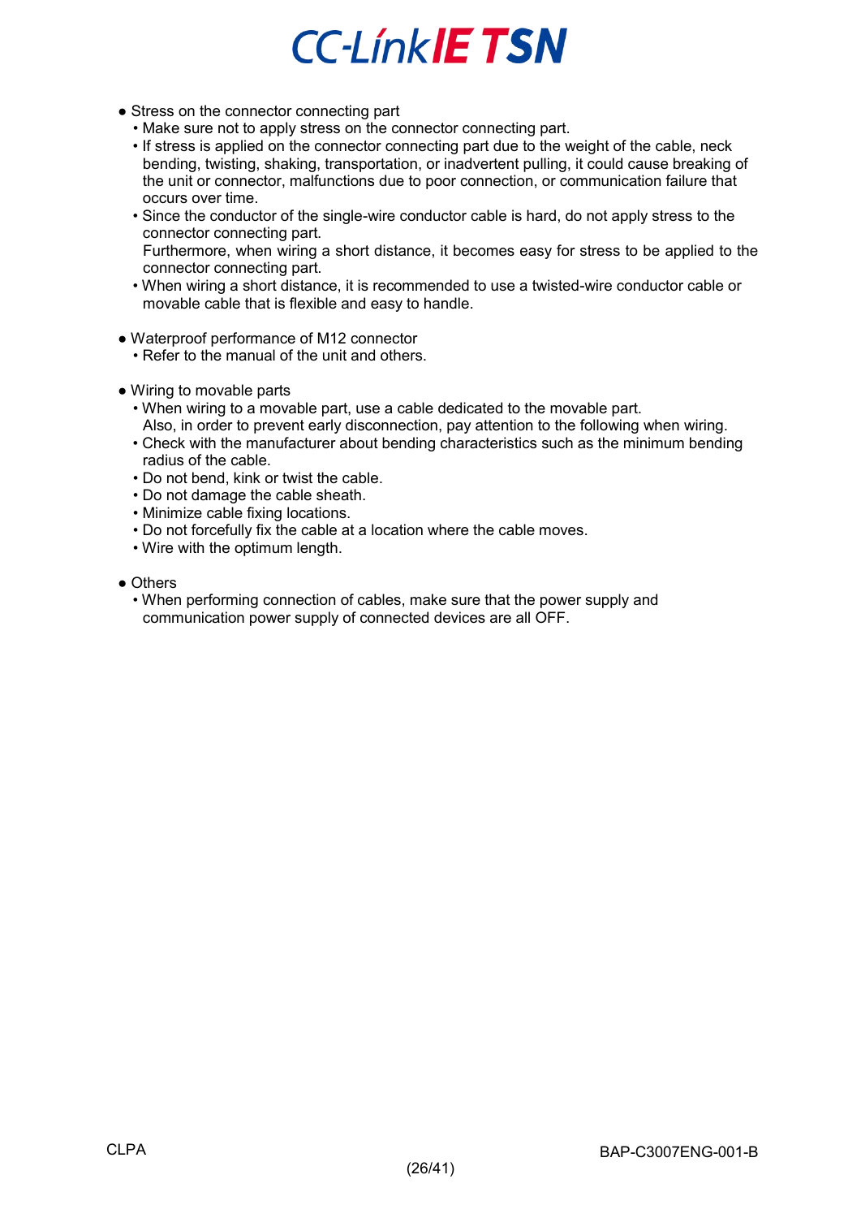- Stress on the connector connecting part
  - Make sure not to apply stress on the connector connecting part.
  - If stress is applied on the connector connecting part due to the weight of the cable, neck bending, twisting, shaking, transportation, or inadvertent pulling, it could cause breaking of the unit or connector, malfunctions due to poor connection, or communication failure that occurs over time.
  - Since the conductor of the single-wire conductor cable is hard, do not apply stress to the connector connecting part.
    Furthermore, when wiring a short distance, it becomes easy for stress to be applied to the connector connecting part.
  - When wiring a short distance, it is recommended to use a twisted-wire conductor cable or movable cable that is flexible and easy to handle.

- Waterproof performance of M12 connector
  - Refer to the manual of the unit and others.

- Wiring to movable parts
  - When wiring to a movable part, use a cable dedicated to the movable part.
    Also, in order to prevent early disconnection, pay attention to the following when wiring.
  - Check with the manufacturer about bending characteristics such as the minimum bending radius of the cable.
  - Do not bend, kink or twist the cable.
  - Do not damage the cable sheath.
  - Minimize cable fixing locations.
  - Do not forcefully fix the cable at a location where the cable moves.
  - Wire with the optimum length.

- Others
  - When performing connection of cables, make sure that the power supply and communication power supply of connected devices are all OFF.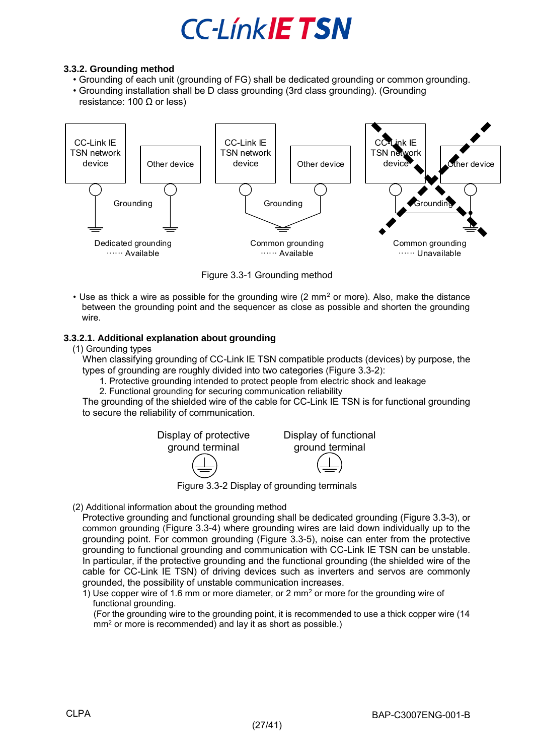### 3.3.2. Grounding method

- Grounding of each unit (grounding of FG) shall be dedicated grounding or common grounding.
- Grounding installation shall be D class grounding (3rd class grounding). (Grounding resistance: 100 Ω or less)

Dedicated grounding …… Available

Common grounding …… Available

Common grounding …… Unavailable

Figure 3.3-1 Grounding method

- Use as thick a wire as possible for the grounding wire (2 mm$^2$ or more). Also, make the distance between the grounding point and the sequencer as close as possible and shorten the grounding wire.

#### 3.3.2.1. Additional explanation about grounding

(1) Grounding types

When classifying grounding of CC-Link IE TSN compatible products (devices) by purpose, the types of grounding are roughly divided into two categories (Figure 3.3-2):

1. Protective grounding intended to protect people from electric shock and leakage
2. Functional grounding for securing communication reliability

The grounding of the shielded wire of the cable for CC-Link IE TSN is for functional grounding to secure the reliability of communication.

Display of protective ground terminal

Display of functional ground terminal

Figure 3.3-2 Display of grounding terminals

(2) Additional information about the grounding method

Protective grounding and functional grounding shall be dedicated grounding (Figure 3.3-3), or common grounding (Figure 3.3-4) where grounding wires are laid down individually up to the grounding point. For common grounding (Figure 3.3-5), noise can enter from the protective grounding to functional grounding and communication with CC-Link IE TSN can be unstable. In particular, if the protective grounding and the functional grounding (the shielded wire of the cable for CC-Link IE TSN) of driving devices such as inverters and servos are commonly grounded, the possibility of unstable communication increases.

1) Use copper wire of 1.6 mm or more diameter, or 2 mm$^2$ or more for the grounding wire of functional grounding.
   (For the grounding wire to the grounding point, it is recommended to use a thick copper wire (14 mm$^2$ or more is recommended) and lay it as short as possible.)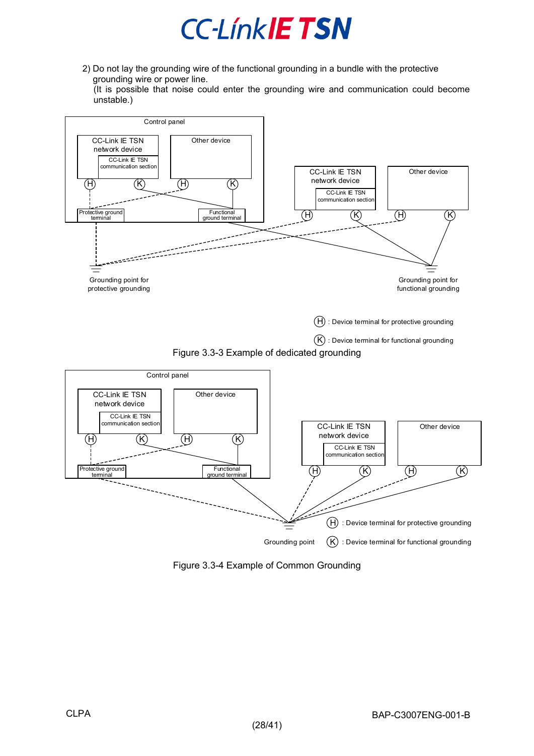2) Do not lay the grounding wire of the functional grounding in a bundle with the protective grounding wire or power line.
(It is possible that noise could enter the grounding wire and communication could become unstable.)

Figure 3.3-3 Example of dedicated grounding

Figure 3.3-4 Example of Common Grounding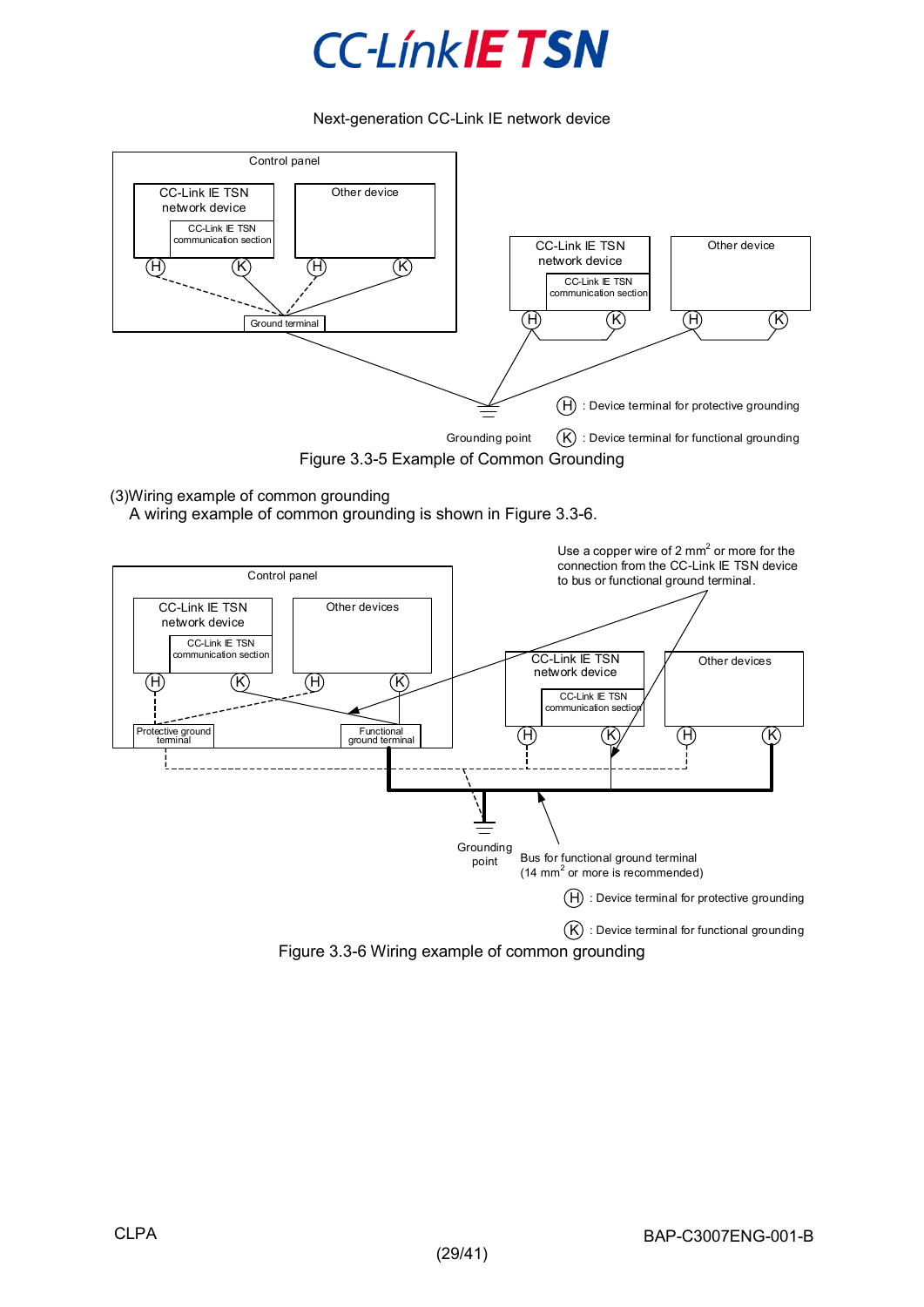Figure 3.3-5 Example of Common Grounding

(3)Wiring example of common grounding

A wiring example of common grounding is shown in Figure 3.3-6.

Figure 3.3-6 Wiring example of common grounding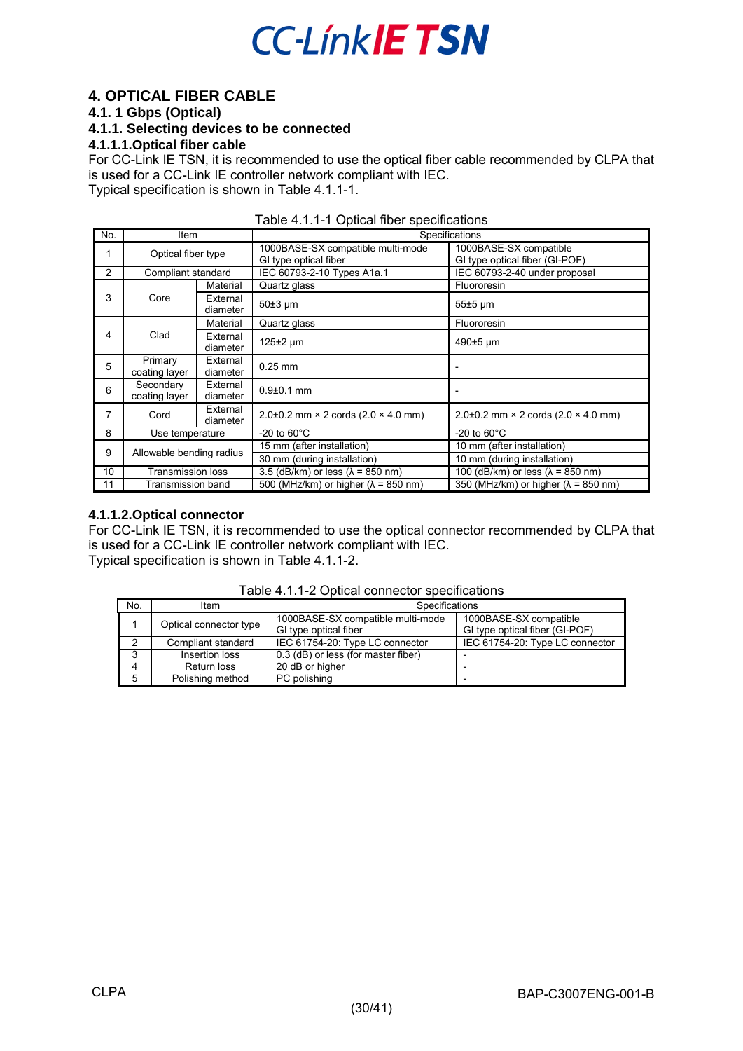# 4. OPTICAL FIBER CABLE

## 4.1. 1 Gbps (Optical)

### 4.1.1. Selecting devices to be connected

#### 4.1.1.1.Optical fiber cable

For CC-Link IE TSN, it is recommended to use the optical fiber cable recommended by CLPA that is used for a CC-Link IE controller network compliant with IEC.
Typical specification is shown in Table 4.1.1-1.

Table 4.1.1-1 Optical fiber specifications

| No. | Item | | Specifications | |
|---|---|---|---|---|
| 1 | Optical fiber type | | 1000BASE-SX compatible multi-mode GI type optical fiber | 1000BASE-SX compatible GI type optical fiber (GI-POF) |
| 2 | Compliant standard | | IEC 60793-2-10 Types A1a.1 | IEC 60793-2-40 under proposal |
| 3 | Core | Material | Quartz glass | Fluororesin |
| | | External diameter | 50±3 μm | 55±5 μm |
| 4 | Clad | Material | Quartz glass | Fluororesin |
| | | External diameter | 125±2 μm | 490±5 μm |
| 5 | Primary coating layer | External diameter | 0.25 mm | - |
| 6 | Secondary coating layer | External diameter | 0.9±0.1 mm | - |
| 7 | Cord | External diameter | 2.0±0.2 mm × 2 cords (2.0 × 4.0 mm) | 2.0±0.2 mm × 2 cords (2.0 × 4.0 mm) |
| 8 | Use temperature | | -20 to 60°C | -20 to 60°C |
| 9 | Allowable bending radius | | 15 mm (after installation) | 10 mm (after installation) |
| | | | 30 mm (during installation) | 10 mm (during installation) |
| 10 | Transmission loss | | 3.5 (dB/km) or less (λ = 850 nm) | 100 (dB/km) or less (λ = 850 nm) |
| 11 | Transmission band | | 500 (MHz/km) or higher (λ = 850 nm) | 350 (MHz/km) or higher (λ = 850 nm) |

#### 4.1.1.2.Optical connector

For CC-Link IE TSN, it is recommended to use the optical connector recommended by CLPA that is used for a CC-Link IE controller network compliant with IEC.
Typical specification is shown in Table 4.1.1-2.

Table 4.1.1-2 Optical connector specifications

| No. | Item | Specifications | |
|---|---|---|---|
| 1 | Optical connector type | 1000BASE-SX compatible multi-mode GI type optical fiber | 1000BASE-SX compatible GI type optical fiber (GI-POF) |
| 2 | Compliant standard | IEC 61754-20: Type LC connector | IEC 61754-20: Type LC connector |
| 3 | Insertion loss | 0.3 (dB) or less (for master fiber) | - |
| 4 | Return loss | 20 dB or higher | - |
| 5 | Polishing method | PC polishing | - |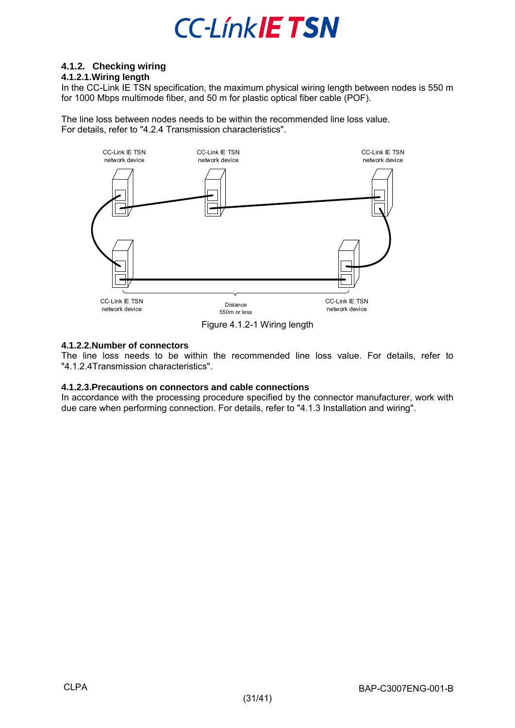### 4.1.2. Checking wiring

#### 4.1.2.1.Wiring length

In the CC-Link IE TSN specification, the maximum physical wiring length between nodes is 550 m for 1000 Mbps multimode fiber, and 50 m for plastic optical fiber cable (POF).

The line loss between nodes needs to be within the recommended line loss value.
For details, refer to "4.2.4 Transmission characteristics".

CC-Link IE TSN network device

CC-Link IE TSN network device

CC-Link IE TSN network device

CC-Link IE TSN network device

Distance 550m or less

CC-Link IE TSN network device

Figure 4.1.2-1 Wiring length

#### 4.1.2.2.Number of connectors

The line loss needs to within the recommended line loss value. For details, refer to "4.1.2.4Transmission characteristics".

#### 4.1.2.3.Precautions on connectors and cable connections

In accordance with the processing procedure specified by the connector manufacturer, work with due care when performing connection. For details, refer to "4.1.3 Installation and wiring".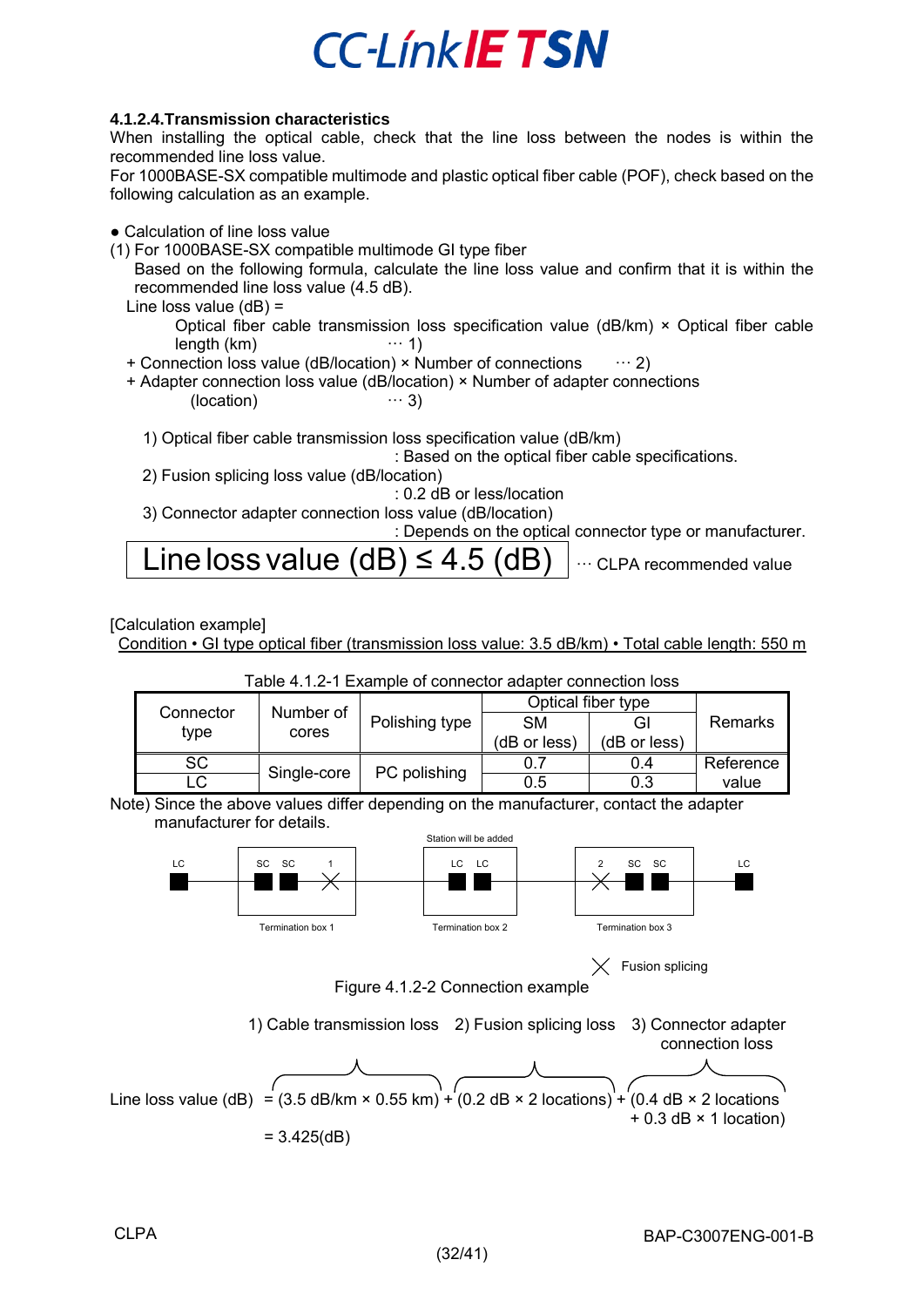#### 4.1.2.4.Transmission characteristics

When installing the optical cable, check that the line loss between the nodes is within the recommended line loss value.

For 1000BASE-SX compatible multimode and plastic optical fiber cable (POF), check based on the following calculation as an example.

● Calculation of line loss value

(1) For 1000BASE-SX compatible multimode GI type fiber

Based on the following formula, calculate the line loss value and confirm that it is within the recommended line loss value (4.5 dB).

Line loss value (dB) =

Optical fiber cable transmission loss specification value (dB/km) × Optical fiber cable length (km) ··· 1)

\+ Connection loss value (dB/location) × Number of connections ··· 2)

\+ Adapter connection loss value (dB/location) × Number of adapter connections (location) ··· 3)

1) Optical fiber cable transmission loss specification value (dB/km)
: Based on the optical fiber cable specifications.

2) Fusion splicing loss value (dB/location)
: 0.2 dB or less/location

3) Connector adapter connection loss value (dB/location)
: Depends on the optical connector type or manufacturer.

**Line loss value (dB) ≤ 4.5 (dB)** ··· CLPA recommended value

[Calculation example]

Condition • GI type optical fiber (transmission loss value: 3.5 dB/km) • Total cable length: 550 m

Table 4.1.2-1 Example of connector adapter connection loss

| Connector type | Number of cores | Polishing type | Optical fiber type | | Remarks |
|---|---|---|---|---|---|
| | | | SM (dB or less) | GI (dB or less) | |
| SC | Single-core | PC polishing | 0.7 | 0.4 | Reference value |
| LC | | | 0.5 | 0.3 | |

Note) Since the above values differ depending on the manufacturer, contact the adapter manufacturer for details.

Station will be added

LC | SC SC 1 | LC LC | 2 SC SC | LC

Termination box 1 | Termination box 2 | Termination box 3

× Fusion splicing

Figure 4.1.2-2 Connection example

Line loss value (dB) = (3.5 dB/km × 0.55 km) + (0.2 dB × 2 locations) + (0.4 dB × 2 locations + 0.3 dB × 1 location)

(1) Cable transmission loss, 2) Fusion splicing loss, 3) Connector adapter connection loss)

= 3.425(dB)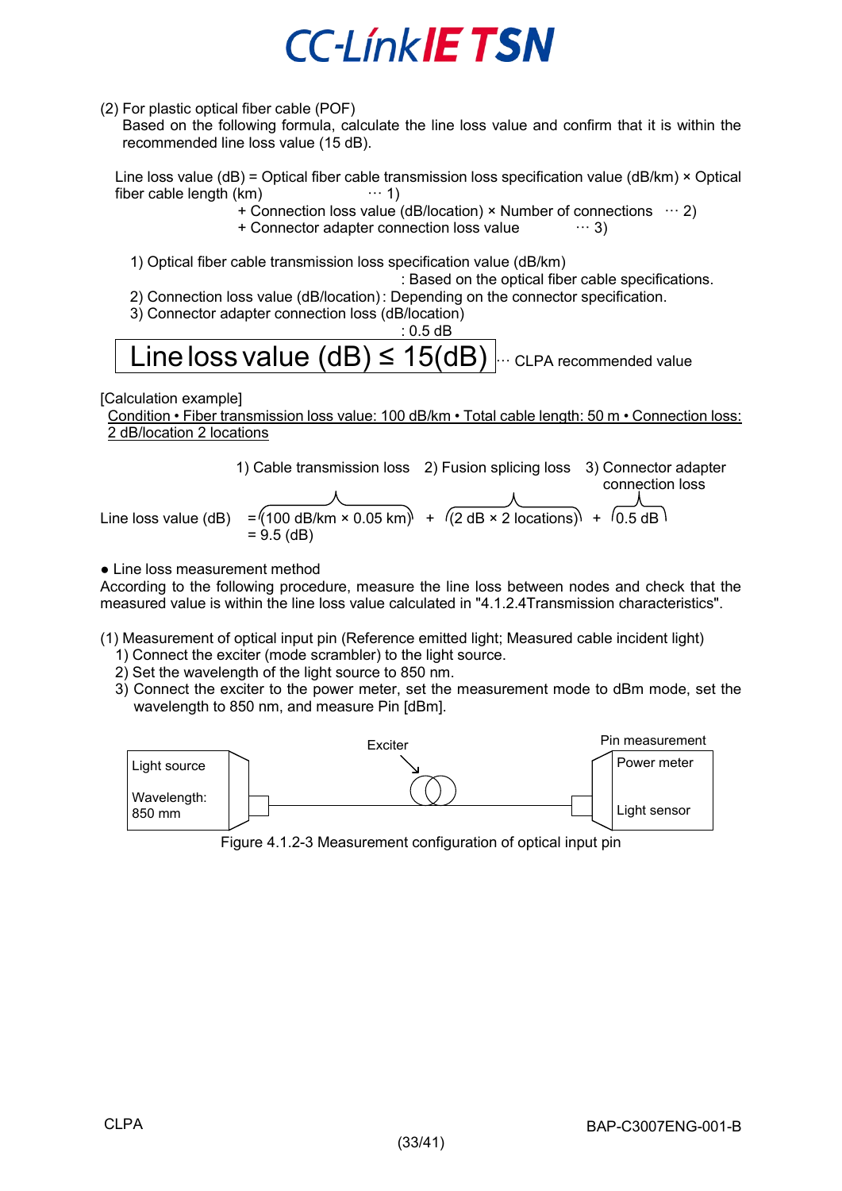(2) For plastic optical fiber cable (POF)

Based on the following formula, calculate the line loss value and confirm that it is within the recommended line loss value (15 dB).

Line loss value (dB) = Optical fiber cable transmission loss specification value (dB/km) × Optical fiber cable length (km) ··· 1)
+ Connection loss value (dB/location) × Number of connections ··· 2)
+ Connector adapter connection loss value ··· 3)

1) Optical fiber cable transmission loss specification value (dB/km)
: Based on the optical fiber cable specifications.
2) Connection loss value (dB/location) : Depending on the connector specification.
3) Connector adapter connection loss (dB/location)
: 0.5 dB

**Line loss value (dB) ≤ 15(dB)** ··· CLPA recommended value

[Calculation example]

Condition • Fiber transmission loss value: 100 dB/km • Total cable length: 50 m • Connection loss: 2 dB/location 2 locations

Line loss value (dB) = (100 dB/km × 0.05 km) [1) Cable transmission loss] + (2 dB × 2 locations) [2) Fusion splicing loss] + 0.5 dB [3) Connector adapter connection loss]
= 9.5 (dB)

● Line loss measurement method

According to the following procedure, measure the line loss between nodes and check that the measured value is within the line loss value calculated in "4.1.2.4Transmission characteristics".

(1) Measurement of optical input pin (Reference emitted light; Measured cable incident light)
1) Connect the exciter (mode scrambler) to the light source.
2) Set the wavelength of the light source to 850 nm.
3) Connect the exciter to the power meter, set the measurement mode to dBm mode, set the wavelength to 850 nm, and measure Pin [dBm].

Light source Wavelength: 850 mm — Exciter — Pin measurement: Power meter, Light sensor

Figure 4.1.2-3 Measurement configuration of optical input pin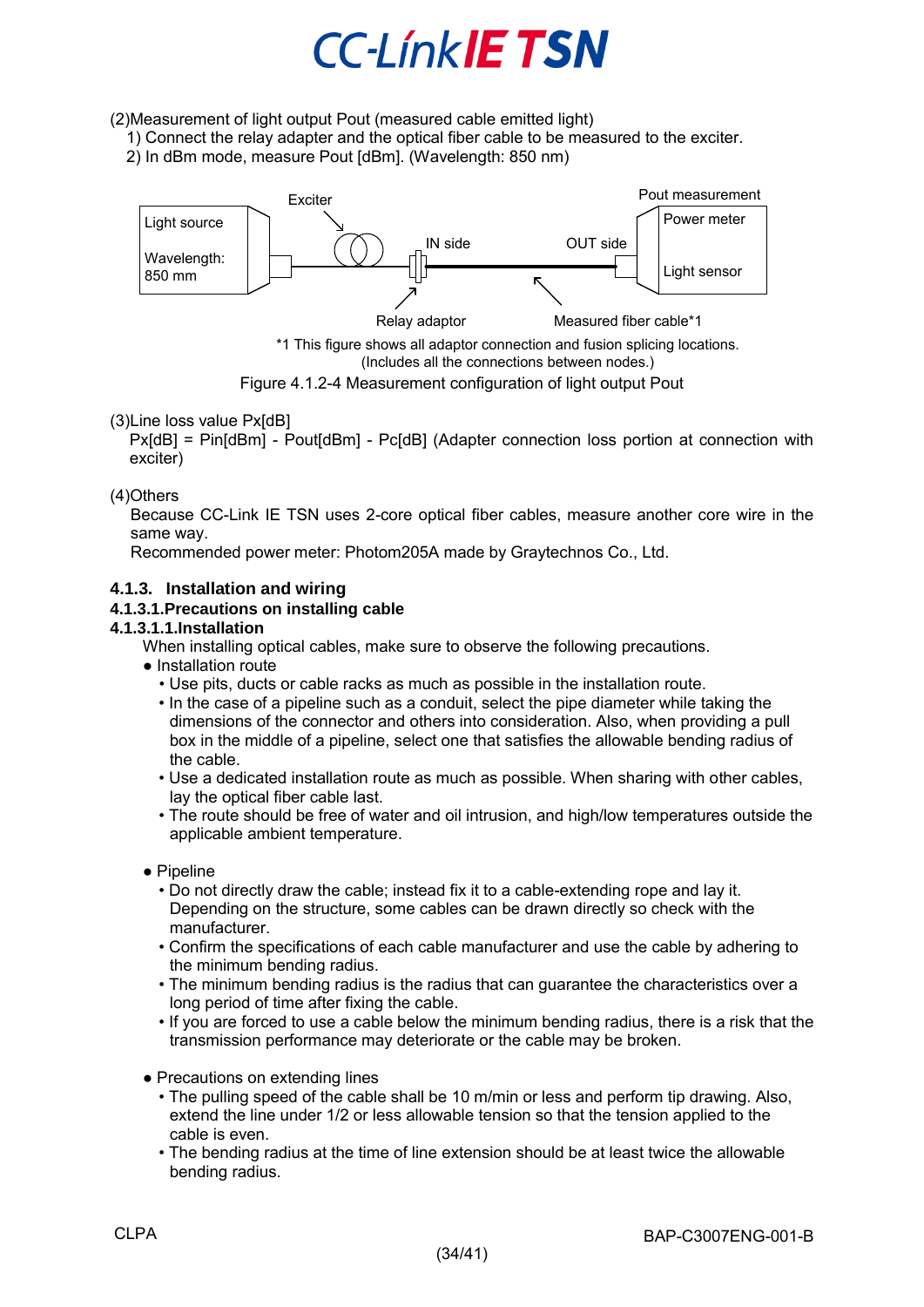(2)Measurement of light output Pout (measured cable emitted light)

1) Connect the relay adapter and the optical fiber cable to be measured to the exciter.
2) In dBm mode, measure Pout [dBm]. (Wavelength: 850 nm)

*1 This figure shows all adaptor connection and fusion splicing locations. (Includes all the connections between nodes.)

Figure 4.1.2-4 Measurement configuration of light output Pout

(3)Line loss value Px[dB]

Px[dB] = Pin[dBm] - Pout[dBm] - Pc[dB] (Adapter connection loss portion at connection with exciter)

(4)Others

Because CC-Link IE TSN uses 2-core optical fiber cables, measure another core wire in the same way.
Recommended power meter: Photom205A made by Graytechnos Co., Ltd.

### 4.1.3. Installation and wiring

#### 4.1.3.1.Precautions on installing cable

##### 4.1.3.1.1.Installation

When installing optical cables, make sure to observe the following precautions.

● Installation route

- Use pits, ducts or cable racks as much as possible in the installation route.
- In the case of a pipeline such as a conduit, select the pipe diameter while taking the dimensions of the connector and others into consideration. Also, when providing a pull box in the middle of a pipeline, select one that satisfies the allowable bending radius of the cable.
- Use a dedicated installation route as much as possible. When sharing with other cables, lay the optical fiber cable last.
- The route should be free of water and oil intrusion, and high/low temperatures outside the applicable ambient temperature.

● Pipeline

- Do not directly draw the cable; instead fix it to a cable-extending rope and lay it. Depending on the structure, some cables can be drawn directly so check with the manufacturer.
- Confirm the specifications of each cable manufacturer and use the cable by adhering to the minimum bending radius.
- The minimum bending radius is the radius that can guarantee the characteristics over a long period of time after fixing the cable.
- If you are forced to use a cable below the minimum bending radius, there is a risk that the transmission performance may deteriorate or the cable may be broken.

● Precautions on extending lines

- The pulling speed of the cable shall be 10 m/min or less and perform tip drawing. Also, extend the line under 1/2 or less allowable tension so that the tension applied to the cable is even.
- The bending radius at the time of line extension should be at least twice the allowable bending radius.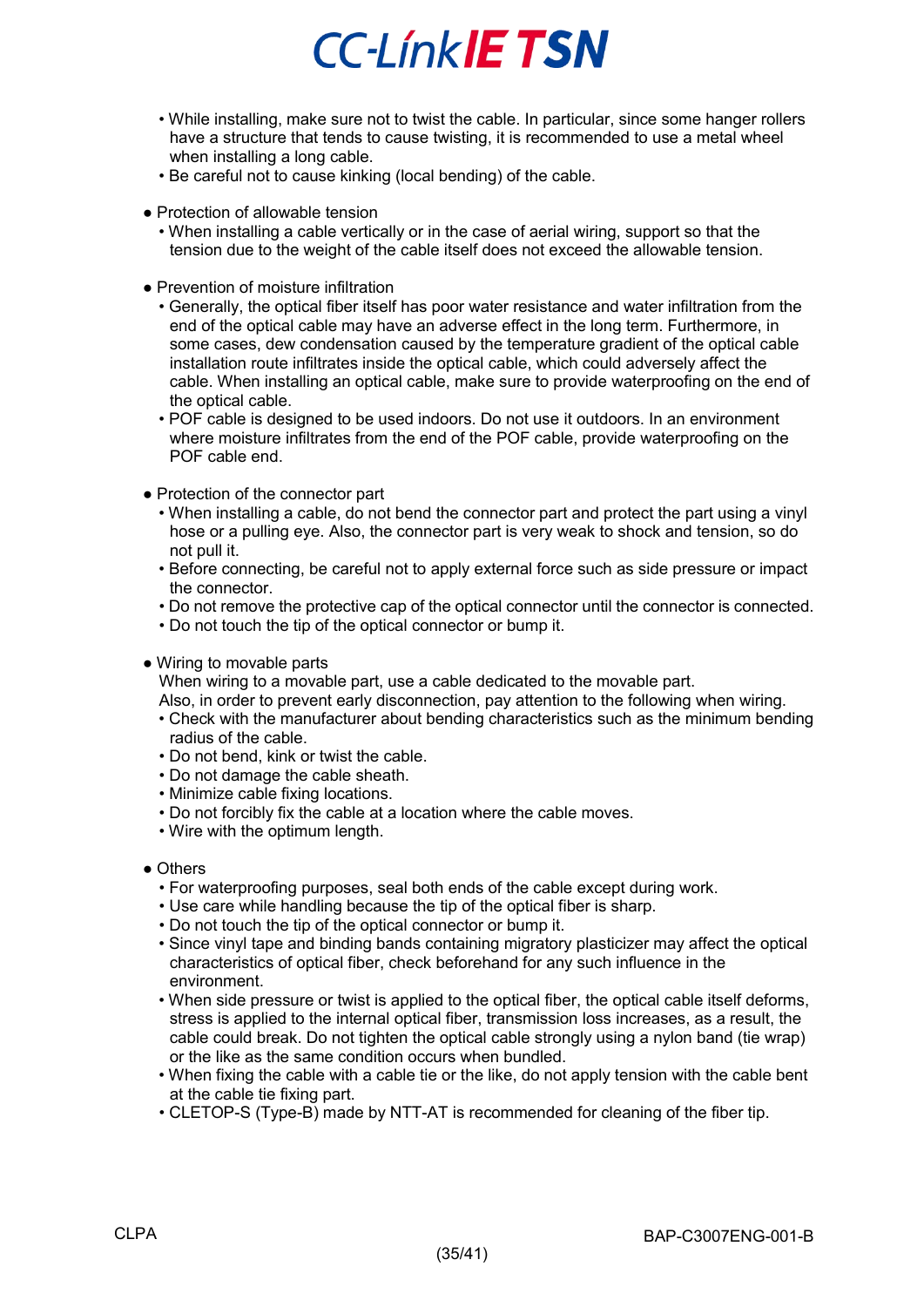- While installing, make sure not to twist the cable. In particular, since some hanger rollers have a structure that tends to cause twisting, it is recommended to use a metal wheel when installing a long cable.
- Be careful not to cause kinking (local bending) of the cable.

● Protection of allowable tension
- When installing a cable vertically or in the case of aerial wiring, support so that the tension due to the weight of the cable itself does not exceed the allowable tension.

● Prevention of moisture infiltration
- Generally, the optical fiber itself has poor water resistance and water infiltration from the end of the optical cable may have an adverse effect in the long term. Furthermore, in some cases, dew condensation caused by the temperature gradient of the optical cable installation route infiltrates inside the optical cable, which could adversely affect the cable. When installing an optical cable, make sure to provide waterproofing on the end of the optical cable.
- POF cable is designed to be used indoors. Do not use it outdoors. In an environment where moisture infiltrates from the end of the POF cable, provide waterproofing on the POF cable end.

● Protection of the connector part
- When installing a cable, do not bend the connector part and protect the part using a vinyl hose or a pulling eye. Also, the connector part is very weak to shock and tension, so do not pull it.
- Before connecting, be careful not to apply external force such as side pressure or impact the connector.
- Do not remove the protective cap of the optical connector until the connector is connected.
- Do not touch the tip of the optical connector or bump it.

● Wiring to movable parts

When wiring to a movable part, use a cable dedicated to the movable part.
Also, in order to prevent early disconnection, pay attention to the following when wiring.
- Check with the manufacturer about bending characteristics such as the minimum bending radius of the cable.
- Do not bend, kink or twist the cable.
- Do not damage the cable sheath.
- Minimize cable fixing locations.
- Do not forcibly fix the cable at a location where the cable moves.
- Wire with the optimum length.

● Others
- For waterproofing purposes, seal both ends of the cable except during work.
- Use care while handling because the tip of the optical fiber is sharp.
- Do not touch the tip of the optical connector or bump it.
- Since vinyl tape and binding bands containing migratory plasticizer may affect the optical characteristics of optical fiber, check beforehand for any such influence in the environment.
- When side pressure or twist is applied to the optical fiber, the optical cable itself deforms, stress is applied to the internal optical fiber, transmission loss increases, as a result, the cable could break. Do not tighten the optical cable strongly using a nylon band (tie wrap) or the like as the same condition occurs when bundled.
- When fixing the cable with a cable tie or the like, do not apply tension with the cable bent at the cable tie fixing part.
- CLETOP-S (Type-B) made by NTT-AT is recommended for cleaning of the fiber tip.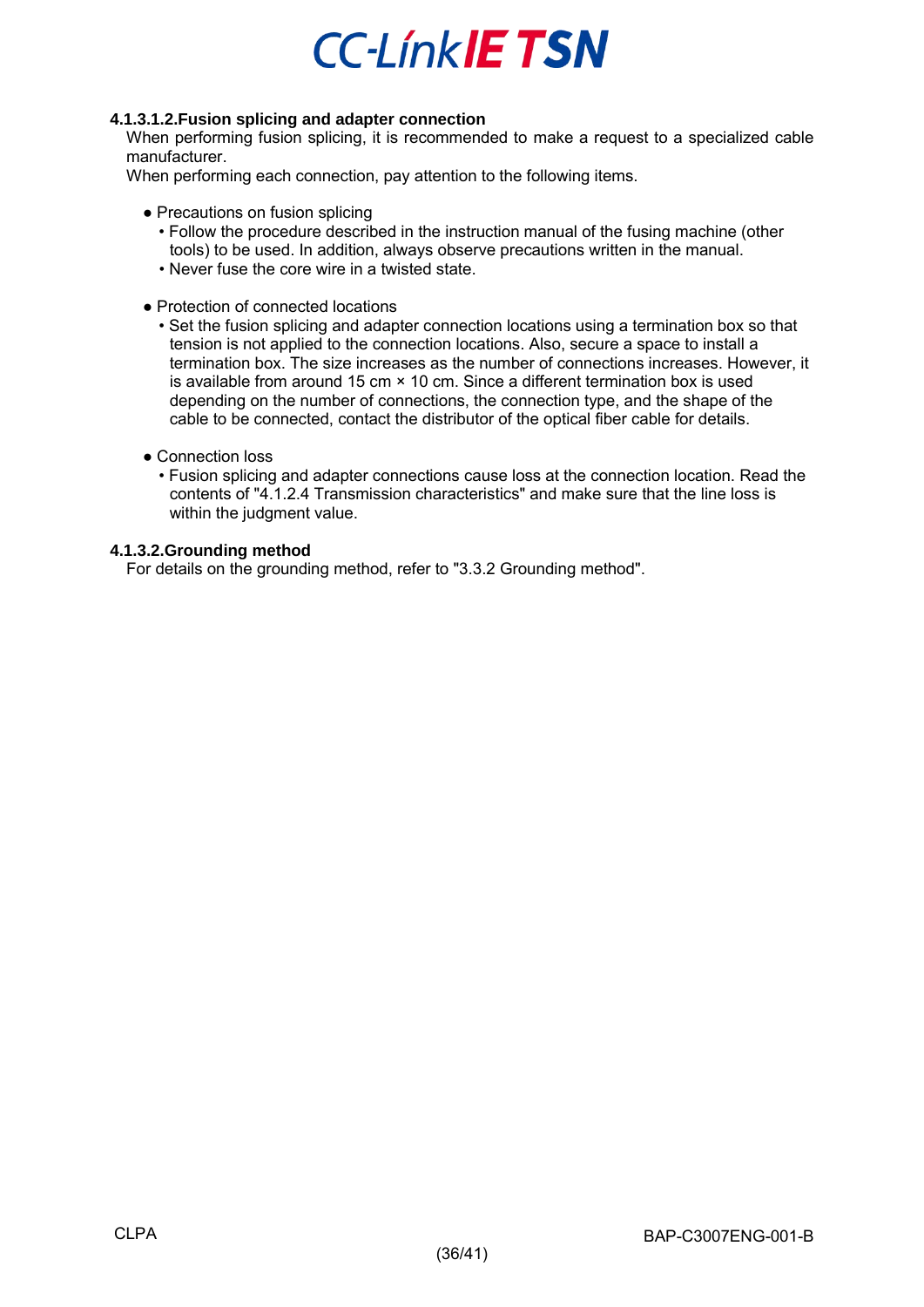#### 4.1.3.1.2.Fusion splicing and adapter connection

When performing fusion splicing, it is recommended to make a request to a specialized cable manufacturer.

When performing each connection, pay attention to the following items.

- Precautions on fusion splicing
  - Follow the procedure described in the instruction manual of the fusing machine (other tools) to be used. In addition, always observe precautions written in the manual.
  - Never fuse the core wire in a twisted state.

- Protection of connected locations
  - Set the fusion splicing and adapter connection locations using a termination box so that tension is not applied to the connection locations. Also, secure a space to install a termination box. The size increases as the number of connections increases. However, it is available from around 15 cm × 10 cm. Since a different termination box is used depending on the number of connections, the connection type, and the shape of the cable to be connected, contact the distributor of the optical fiber cable for details.

- Connection loss
  - Fusion splicing and adapter connections cause loss at the connection location. Read the contents of "4.1.2.4 Transmission characteristics" and make sure that the line loss is within the judgment value.

#### 4.1.3.2.Grounding method

For details on the grounding method, refer to "3.3.2 Grounding method".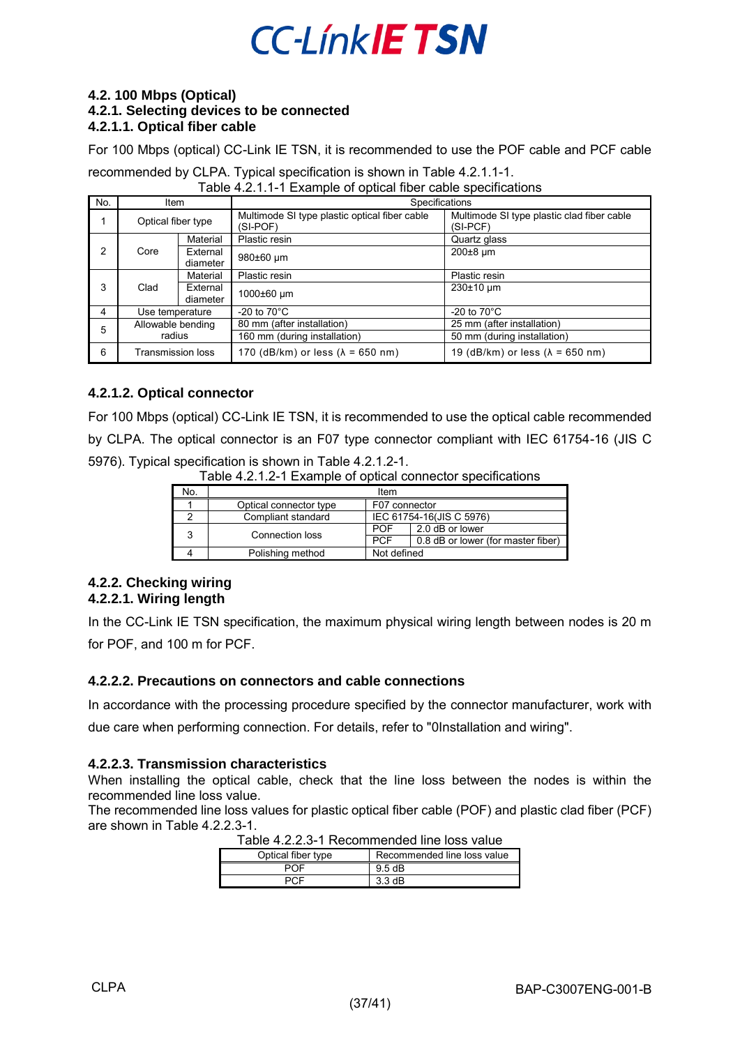## 4.2. 100 Mbps (Optical)

### 4.2.1. Selecting devices to be connected

#### 4.2.1.1. Optical fiber cable

For 100 Mbps (optical) CC-Link IE TSN, it is recommended to use the POF cable and PCF cable recommended by CLPA. Typical specification is shown in Table 4.2.1.1-1.

Table 4.2.1.1-1 Example of optical fiber cable specifications

| No. | Item | | Specifications | |
|---|---|---|---|---|
| 1 | Optical fiber type | | Multimode SI type plastic optical fiber cable (SI-POF) | Multimode SI type plastic clad fiber cable (SI-PCF) |
| 2 | Core | Material | Plastic resin | Quartz glass |
| | | External diameter | 980±60 μm | 200±8 μm |
| 3 | Clad | Material | Plastic resin | Plastic resin |
| | | External diameter | 1000±60 μm | 230±10 μm |
| 4 | Use temperature | | -20 to 70°C | -20 to 70°C |
| 5 | Allowable bending radius | | 80 mm (after installation) | 25 mm (after installation) |
| | | | 160 mm (during installation) | 50 mm (during installation) |
| 6 | Transmission loss | | 170 (dB/km) or less (λ = 650 nm) | 19 (dB/km) or less (λ = 650 nm) |

#### 4.2.1.2. Optical connector

For 100 Mbps (optical) CC-Link IE TSN, it is recommended to use the optical cable recommended by CLPA. The optical connector is an F07 type connector compliant with IEC 61754-16 (JIS C 5976). Typical specification is shown in Table 4.2.1.2-1.

Table 4.2.1.2-1 Example of optical connector specifications

| No. | Item | | |
|---|---|---|---|
| 1 | Optical connector type | F07 connector | |
| 2 | Compliant standard | IEC 61754-16(JIS C 5976) | |
| 3 | Connection loss | POF | 2.0 dB or lower |
| | | PCF | 0.8 dB or lower (for master fiber) |
| 4 | Polishing method | Not defined | |

### 4.2.2. Checking wiring

#### 4.2.2.1. Wiring length

In the CC-Link IE TSN specification, the maximum physical wiring length between nodes is 20 m for POF, and 100 m for PCF.

#### 4.2.2.2. Precautions on connectors and cable connections

In accordance with the processing procedure specified by the connector manufacturer, work with due care when performing connection. For details, refer to "0Installation and wiring".

#### 4.2.2.3. Transmission characteristics

When installing the optical cable, check that the line loss between the nodes is within the recommended line loss value.
The recommended line loss values for plastic optical fiber cable (POF) and plastic clad fiber (PCF) are shown in Table 4.2.2.3-1.

Table 4.2.2.3-1 Recommended line loss value

| Optical fiber type | Recommended line loss value |
|---|---|
| POF | 9.5 dB |
| PCF | 3.3 dB |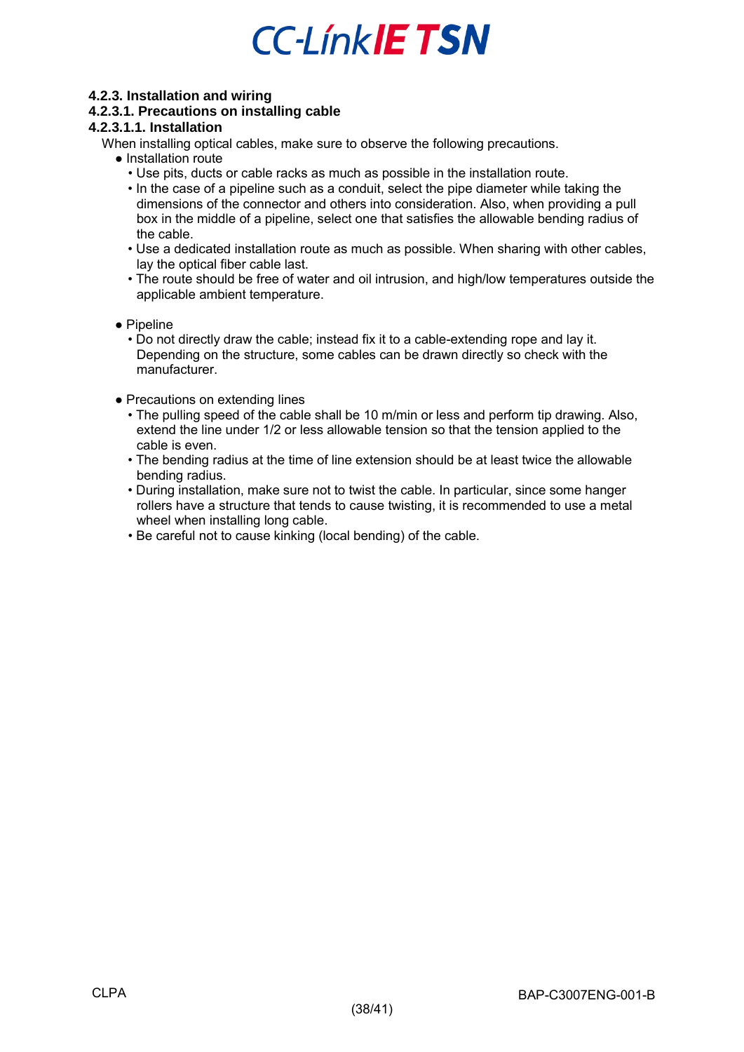#### 4.2.3. Installation and wiring

##### 4.2.3.1. Precautions on installing cable

###### 4.2.3.1.1. Installation

When installing optical cables, make sure to observe the following precautions.

- Installation route
  - Use pits, ducts or cable racks as much as possible in the installation route.
  - In the case of a pipeline such as a conduit, select the pipe diameter while taking the dimensions of the connector and others into consideration. Also, when providing a pull box in the middle of a pipeline, select one that satisfies the allowable bending radius of the cable.
  - Use a dedicated installation route as much as possible. When sharing with other cables, lay the optical fiber cable last.
  - The route should be free of water and oil intrusion, and high/low temperatures outside the applicable ambient temperature.

- Pipeline
  - Do not directly draw the cable; instead fix it to a cable-extending rope and lay it. Depending on the structure, some cables can be drawn directly so check with the manufacturer.

- Precautions on extending lines
  - The pulling speed of the cable shall be 10 m/min or less and perform tip drawing. Also, extend the line under 1/2 or less allowable tension so that the tension applied to the cable is even.
  - The bending radius at the time of line extension should be at least twice the allowable bending radius.
  - During installation, make sure not to twist the cable. In particular, since some hanger rollers have a structure that tends to cause twisting, it is recommended to use a metal wheel when installing long cable.
  - Be careful not to cause kinking (local bending) of the cable.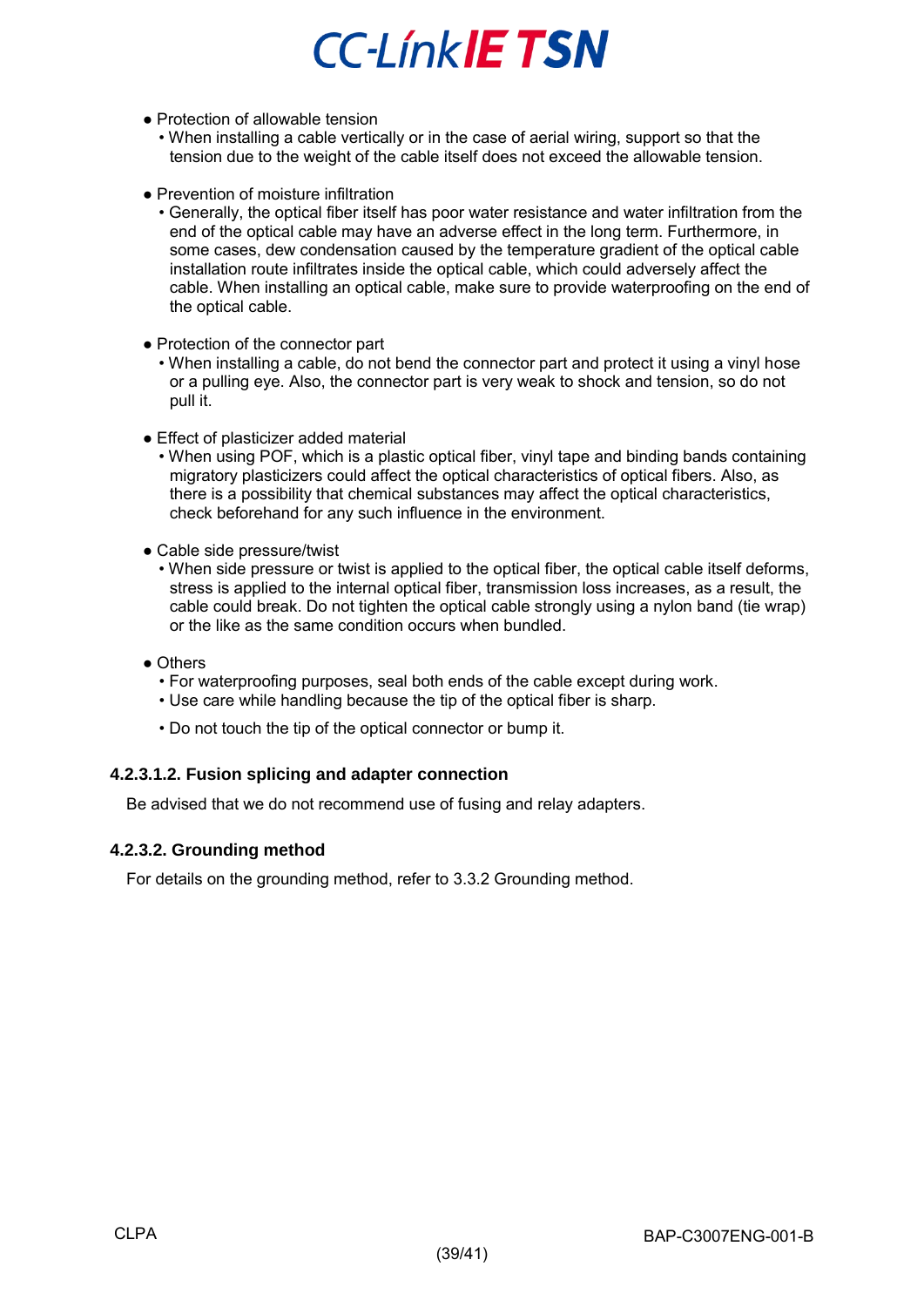- Protection of allowable tension
  - When installing a cable vertically or in the case of aerial wiring, support so that the tension due to the weight of the cable itself does not exceed the allowable tension.

- Prevention of moisture infiltration
  - Generally, the optical fiber itself has poor water resistance and water infiltration from the end of the optical cable may have an adverse effect in the long term. Furthermore, in some cases, dew condensation caused by the temperature gradient of the optical cable installation route infiltrates inside the optical cable, which could adversely affect the cable. When installing an optical cable, make sure to provide waterproofing on the end of the optical cable.

- Protection of the connector part
  - When installing a cable, do not bend the connector part and protect it using a vinyl hose or a pulling eye. Also, the connector part is very weak to shock and tension, so do not pull it.

- Effect of plasticizer added material
  - When using POF, which is a plastic optical fiber, vinyl tape and binding bands containing migratory plasticizers could affect the optical characteristics of optical fibers. Also, as there is a possibility that chemical substances may affect the optical characteristics, check beforehand for any such influence in the environment.

- Cable side pressure/twist
  - When side pressure or twist is applied to the optical fiber, the optical cable itself deforms, stress is applied to the internal optical fiber, transmission loss increases, as a result, the cable could break. Do not tighten the optical cable strongly using a nylon band (tie wrap) or the like as the same condition occurs when bundled.

- Others
  - For waterproofing purposes, seal both ends of the cable except during work.
  - Use care while handling because the tip of the optical fiber is sharp.
  - Do not touch the tip of the optical connector or bump it.

#### 4.2.3.1.2. Fusion splicing and adapter connection

Be advised that we do not recommend use of fusing and relay adapters.

### 4.2.3.2. Grounding method

For details on the grounding method, refer to 3.3.2 Grounding method.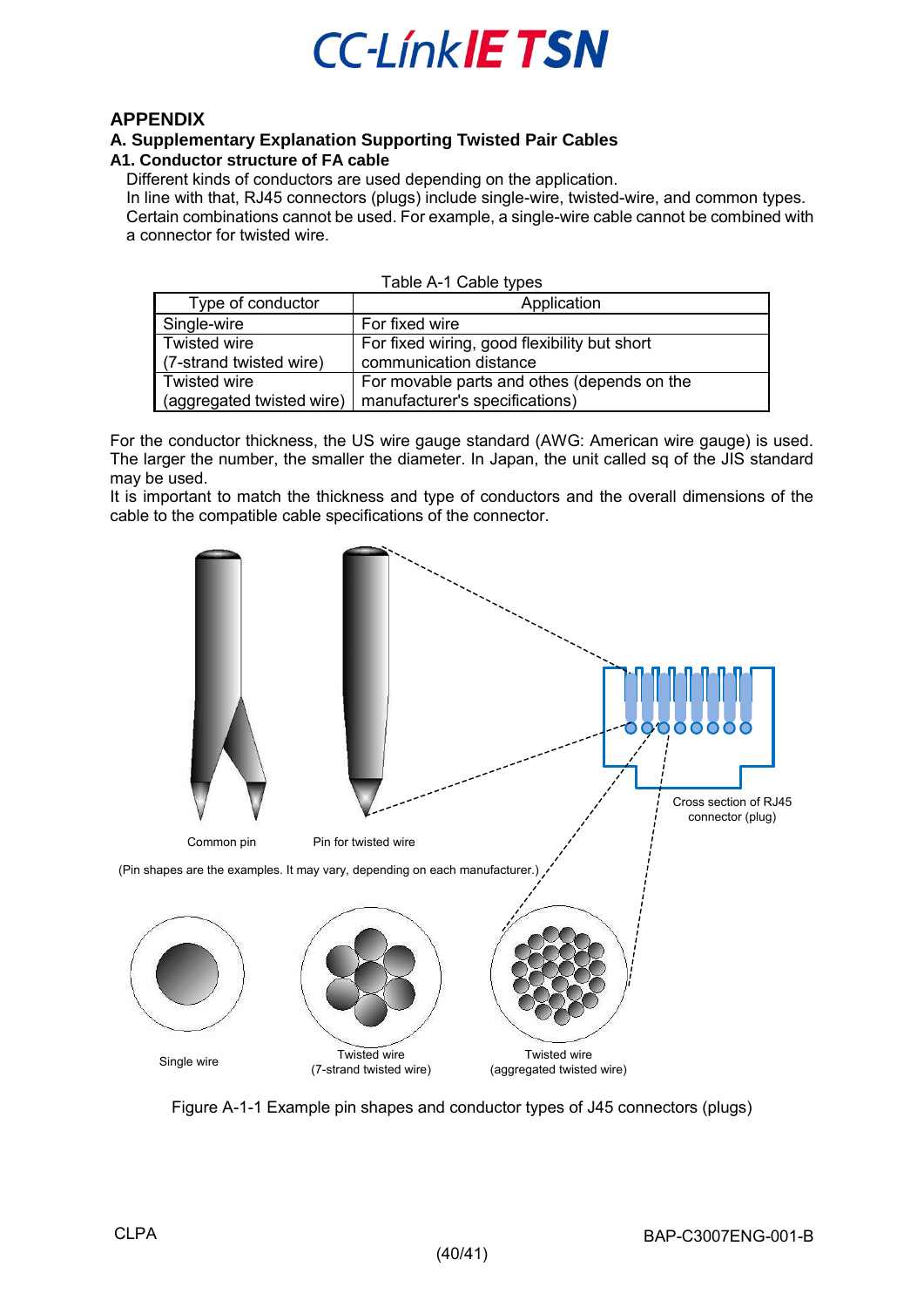# APPENDIX

## A. Supplementary Explanation Supporting Twisted Pair Cables

### A1. Conductor structure of FA cable

Different kinds of conductors are used depending on the application.
In line with that, RJ45 connectors (plugs) include single-wire, twisted-wire, and common types.
Certain combinations cannot be used. For example, a single-wire cable cannot be combined with a connector for twisted wire.

Table A-1 Cable types

| Type of conductor | Application |
|---|---|
| Single-wire | For fixed wire |
| Twisted wire (7-strand twisted wire) | For fixed wiring, good flexibility but short communication distance |
| Twisted wire (aggregated twisted wire) | For movable parts and othes (depends on the manufacturer's specifications) |

For the conductor thickness, the US wire gauge standard (AWG: American wire gauge) is used. The larger the number, the smaller the diameter. In Japan, the unit called sq of the JIS standard may be used.
It is important to match the thickness and type of conductors and the overall dimensions of the cable to the compatible cable specifications of the connector.

Common pin

Pin for twisted wire

Cross section of RJ45 connector (plug)

(Pin shapes are the examples. It may vary, depending on each manufacturer.)

Single wire

Twisted wire (7-strand twisted wire)

Twisted wire (aggregated twisted wire)

Figure A-1-1 Example pin shapes and conductor types of J45 connectors (plugs)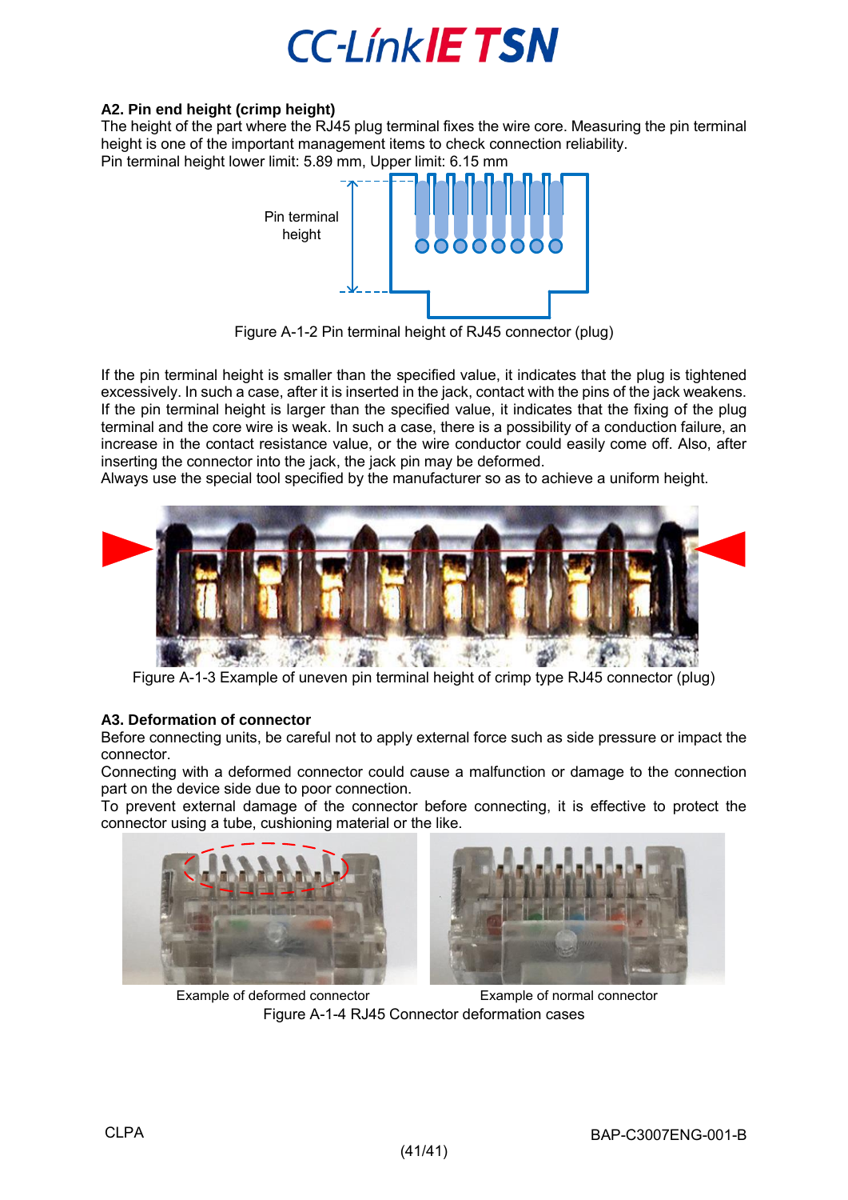### A2. Pin end height (crimp height)

The height of the part where the RJ45 plug terminal fixes the wire core. Measuring the pin terminal height is one of the important management items to check connection reliability.
Pin terminal height lower limit: 5.89 mm, Upper limit: 6.15 mm

Pin terminal height

Figure A-1-2 Pin terminal height of RJ45 connector (plug)

If the pin terminal height is smaller than the specified value, it indicates that the plug is tightened excessively. In such a case, after it is inserted in the jack, contact with the pins of the jack weakens. If the pin terminal height is larger than the specified value, it indicates that the fixing of the plug terminal and the core wire is weak. In such a case, there is a possibility of a conduction failure, an increase in the contact resistance value, or the wire conductor could easily come off. Also, after inserting the connector into the jack, the jack pin may be deformed.
Always use the special tool specified by the manufacturer so as to achieve a uniform height.

Figure A-1-3 Example of uneven pin terminal height of crimp type RJ45 connector (plug)

### A3. Deformation of connector

Before connecting units, be careful not to apply external force such as side pressure or impact the connector.
Connecting with a deformed connector could cause a malfunction or damage to the connection part on the device side due to poor connection.
To prevent external damage of the connector before connecting, it is effective to protect the connector using a tube, cushioning material or the like.

Example of deformed connector

Example of normal connector

Figure A-1-4 RJ45 Connector deformation cases